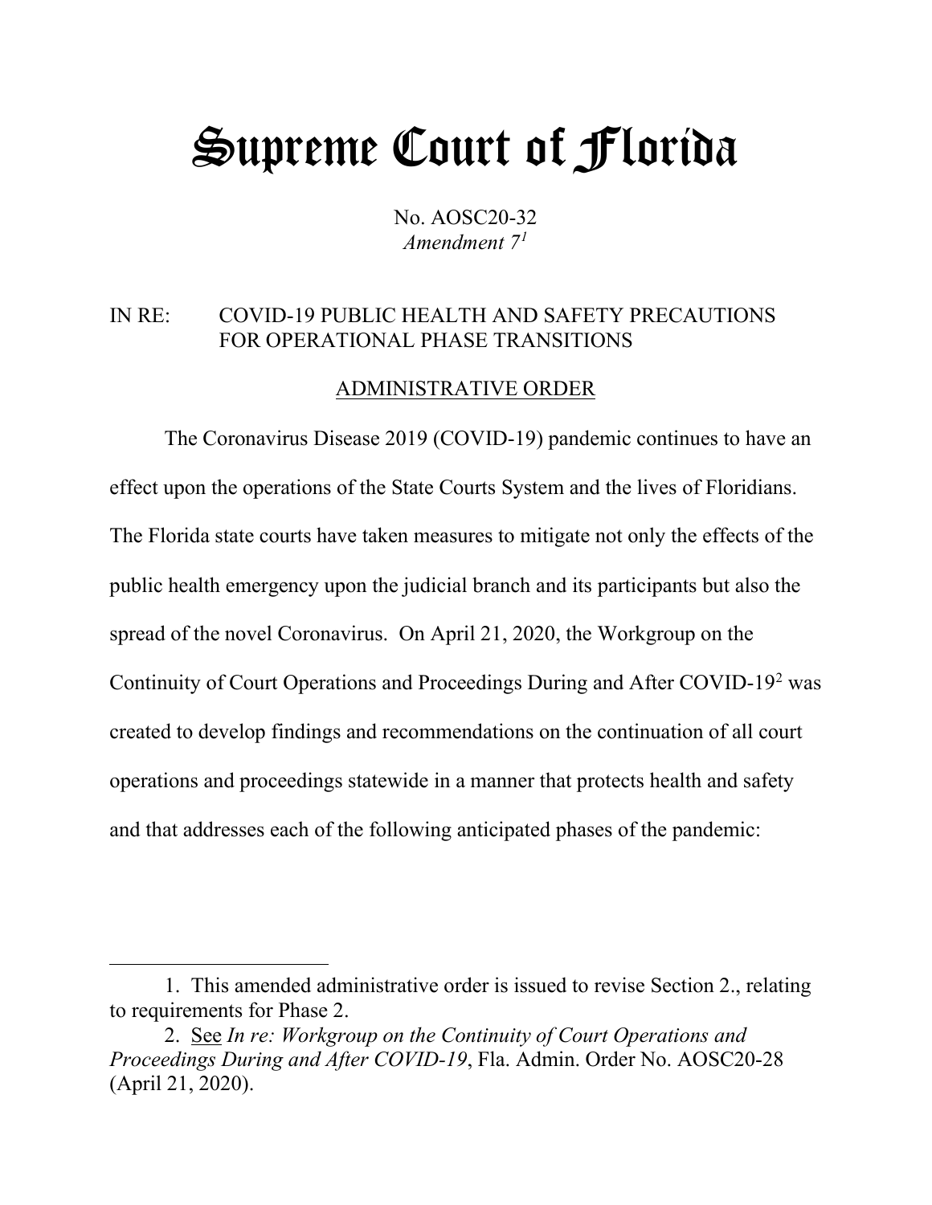# Supreme Court of Florida

No. AOSC20-32
*Amendment 7*[1]

IN RE: COVID-19 PUBLIC HEALTH AND SAFETY PRECAUTIONS FOR OPERATIONAL PHASE TRANSITIONS

ADMINISTRATIVE ORDER

The Coronavirus Disease 2019 (COVID-19) pandemic continues to have an effect upon the operations of the State Courts System and the lives of Floridians. The Florida state courts have taken measures to mitigate not only the effects of the public health emergency upon the judicial branch and its participants but also the spread of the novel Coronavirus. On April 21, 2020, the Workgroup on the Continuity of Court Operations and Proceedings During and After COVID-19[2] was created to develop findings and recommendations on the continuation of all court operations and proceedings statewide in a manner that protects health and safety and that addresses each of the following anticipated phases of the pandemic:

---

1. This amended administrative order is issued to revise Section 2., relating to requirements for Phase 2.

2. See *In re: Workgroup on the Continuity of Court Operations and Proceedings During and After COVID-19*, Fla. Admin. Order No. AOSC20-28 (April 21, 2020).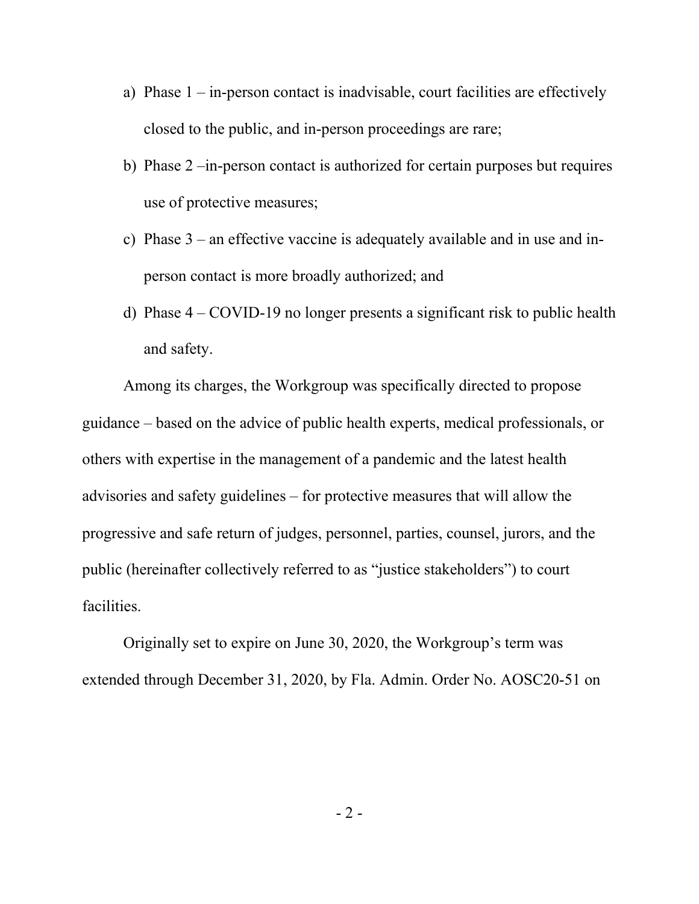a) Phase 1 – in-person contact is inadvisable, court facilities are effectively closed to the public, and in-person proceedings are rare;
b) Phase 2 –in-person contact is authorized for certain purposes but requires use of protective measures;
c) Phase 3 – an effective vaccine is adequately available and in use and in-person contact is more broadly authorized; and
d) Phase 4 – COVID-19 no longer presents a significant risk to public health and safety.

Among its charges, the Workgroup was specifically directed to propose guidance – based on the advice of public health experts, medical professionals, or others with expertise in the management of a pandemic and the latest health advisories and safety guidelines – for protective measures that will allow the progressive and safe return of judges, personnel, parties, counsel, jurors, and the public (hereinafter collectively referred to as "justice stakeholders") to court facilities.

Originally set to expire on June 30, 2020, the Workgroup's term was extended through December 31, 2020, by Fla. Admin. Order No. AOSC20-51 on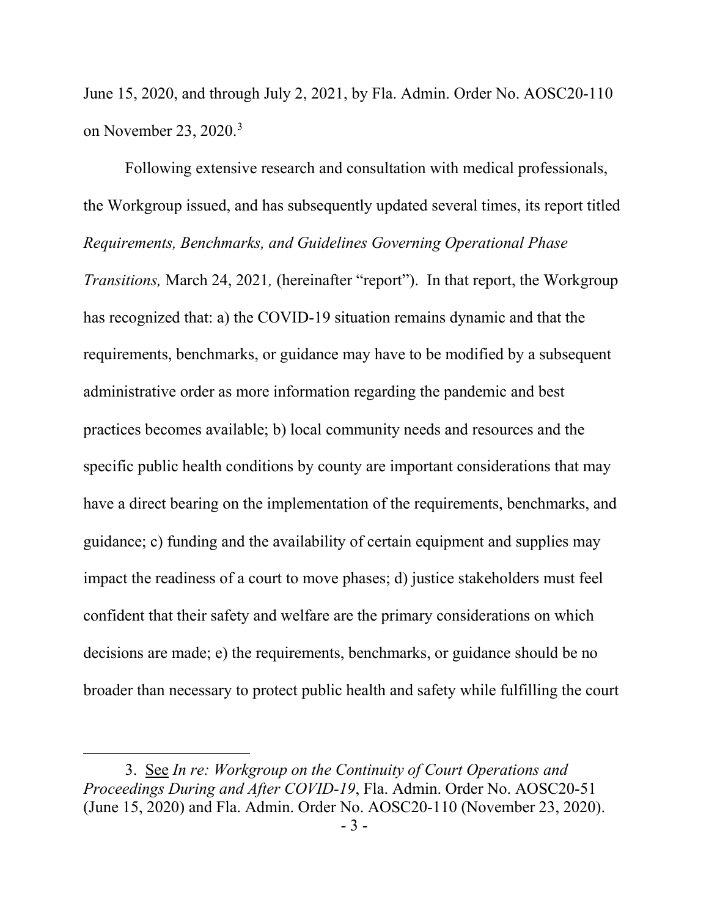June 15, 2020, and through July 2, 2021, by Fla. Admin. Order No. AOSC20-110 on November 23, 2020.[3]

Following extensive research and consultation with medical professionals, the Workgroup issued, and has subsequently updated several times, its report titled *Requirements, Benchmarks, and Guidelines Governing Operational Phase Transitions,* March 24, 2021*,* (hereinafter "report"). In that report, the Workgroup has recognized that: a) the COVID-19 situation remains dynamic and that the requirements, benchmarks, or guidance may have to be modified by a subsequent administrative order as more information regarding the pandemic and best practices becomes available; b) local community needs and resources and the specific public health conditions by county are important considerations that may have a direct bearing on the implementation of the requirements, benchmarks, and guidance; c) funding and the availability of certain equipment and supplies may impact the readiness of a court to move phases; d) justice stakeholders must feel confident that their safety and welfare are the primary considerations on which decisions are made; e) the requirements, benchmarks, or guidance should be no broader than necessary to protect public health and safety while fulfilling the court

---

3. See *In re: Workgroup on the Continuity of Court Operations and Proceedings During and After COVID-19*, Fla. Admin. Order No. AOSC20-51 (June 15, 2020) and Fla. Admin. Order No. AOSC20-110 (November 23, 2020).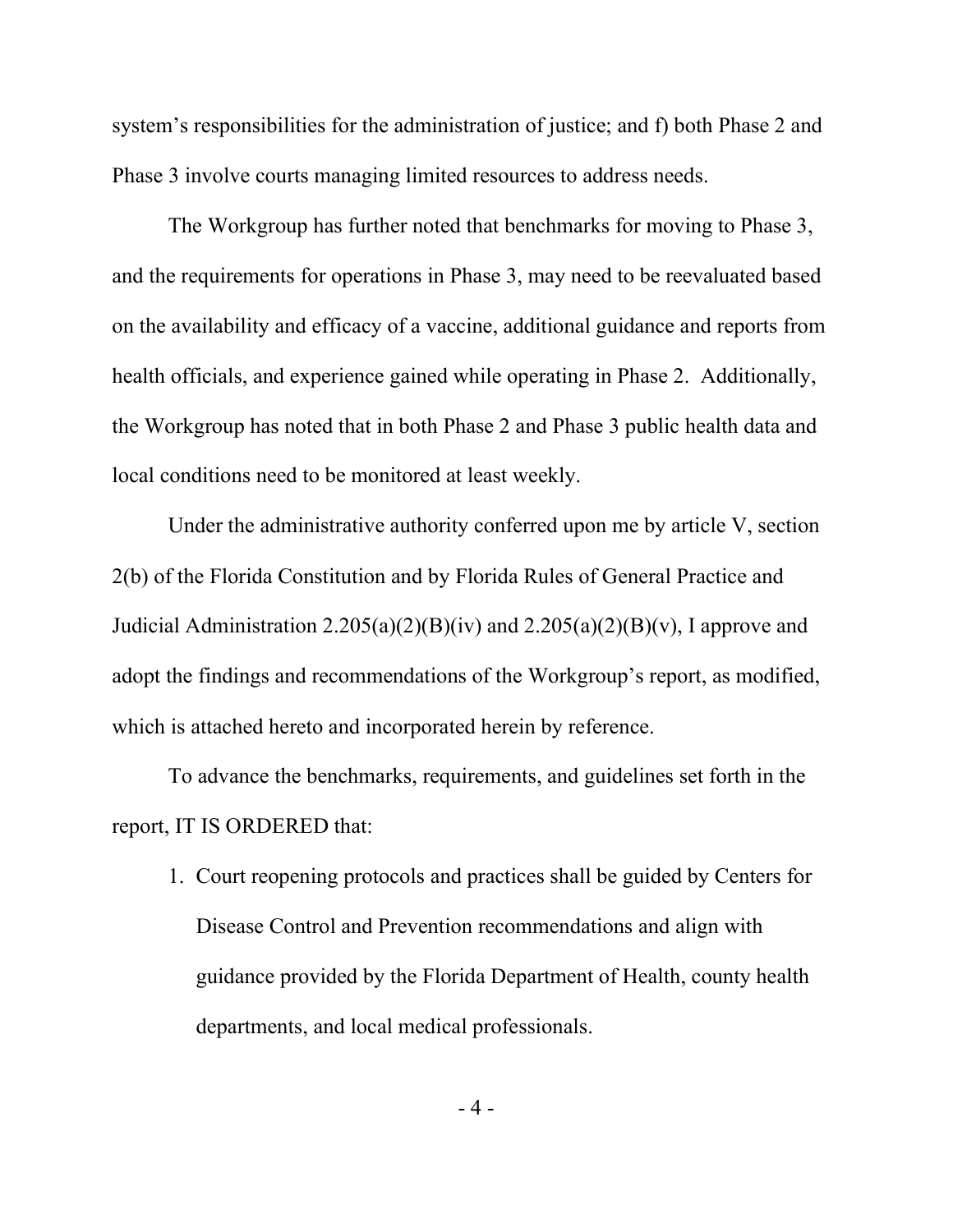system's responsibilities for the administration of justice; and f) both Phase 2 and Phase 3 involve courts managing limited resources to address needs.

The Workgroup has further noted that benchmarks for moving to Phase 3, and the requirements for operations in Phase 3, may need to be reevaluated based on the availability and efficacy of a vaccine, additional guidance and reports from health officials, and experience gained while operating in Phase 2. Additionally, the Workgroup has noted that in both Phase 2 and Phase 3 public health data and local conditions need to be monitored at least weekly.

Under the administrative authority conferred upon me by article V, section 2(b) of the Florida Constitution and by Florida Rules of General Practice and Judicial Administration 2.205(a)(2)(B)(iv) and 2.205(a)(2)(B)(v), I approve and adopt the findings and recommendations of the Workgroup's report, as modified, which is attached hereto and incorporated herein by reference.

To advance the benchmarks, requirements, and guidelines set forth in the report, IT IS ORDERED that:

1. Court reopening protocols and practices shall be guided by Centers for Disease Control and Prevention recommendations and align with guidance provided by the Florida Department of Health, county health departments, and local medical professionals.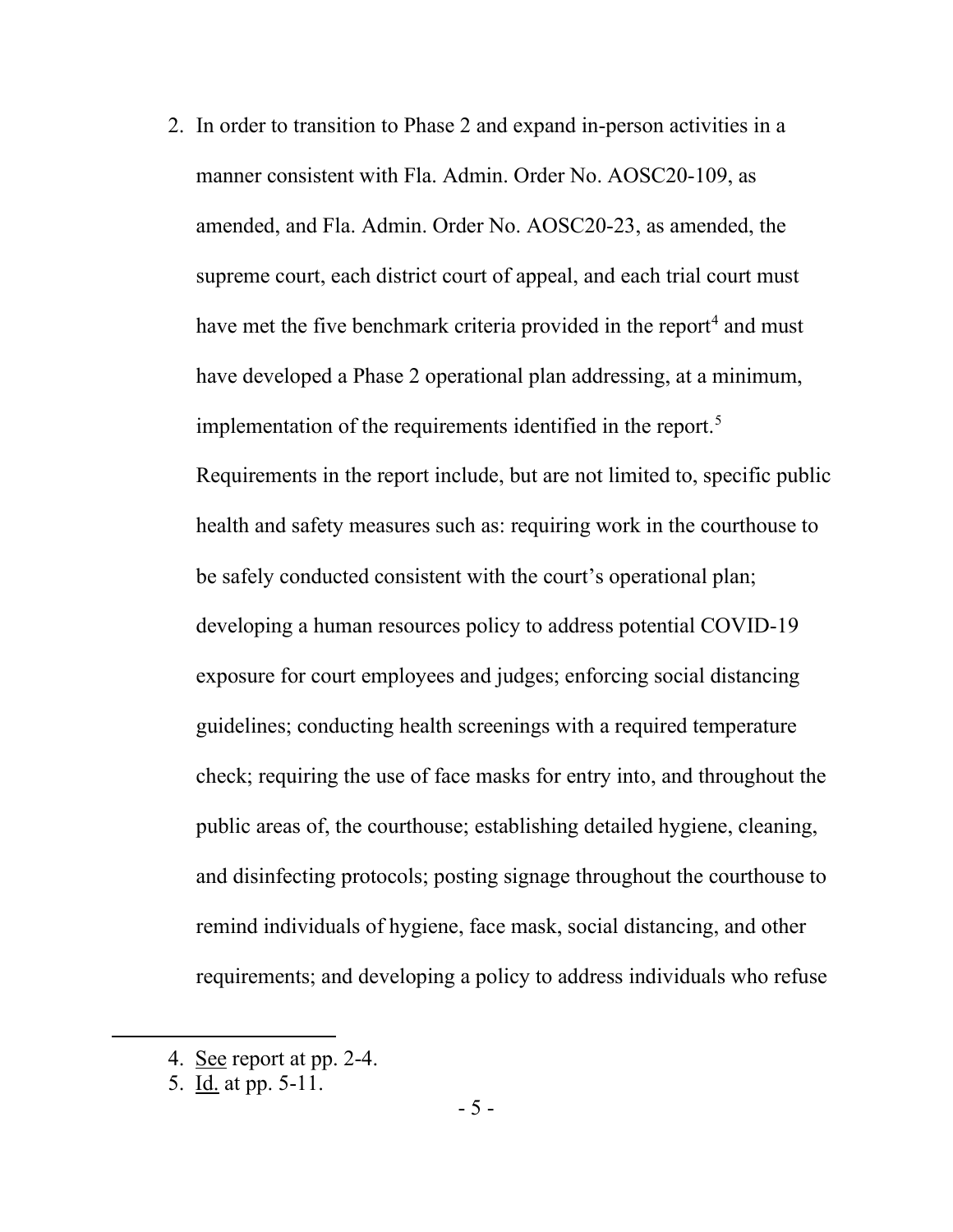2. In order to transition to Phase 2 and expand in-person activities in a manner consistent with Fla. Admin. Order No. AOSC20-109, as amended, and Fla. Admin. Order No. AOSC20-23, as amended, the supreme court, each district court of appeal, and each trial court must have met the five benchmark criteria provided in the report[4] and must have developed a Phase 2 operational plan addressing, at a minimum, implementation of the requirements identified in the report.[5] Requirements in the report include, but are not limited to, specific public health and safety measures such as: requiring work in the courthouse to be safely conducted consistent with the court's operational plan; developing a human resources policy to address potential COVID-19 exposure for court employees and judges; enforcing social distancing guidelines; conducting health screenings with a required temperature check; requiring the use of face masks for entry into, and throughout the public areas of, the courthouse; establishing detailed hygiene, cleaning, and disinfecting protocols; posting signage throughout the courthouse to remind individuals of hygiene, face mask, social distancing, and other requirements; and developing a policy to address individuals who refuse

---

4. See report at pp. 2-4.
5. Id. at pp. 5-11.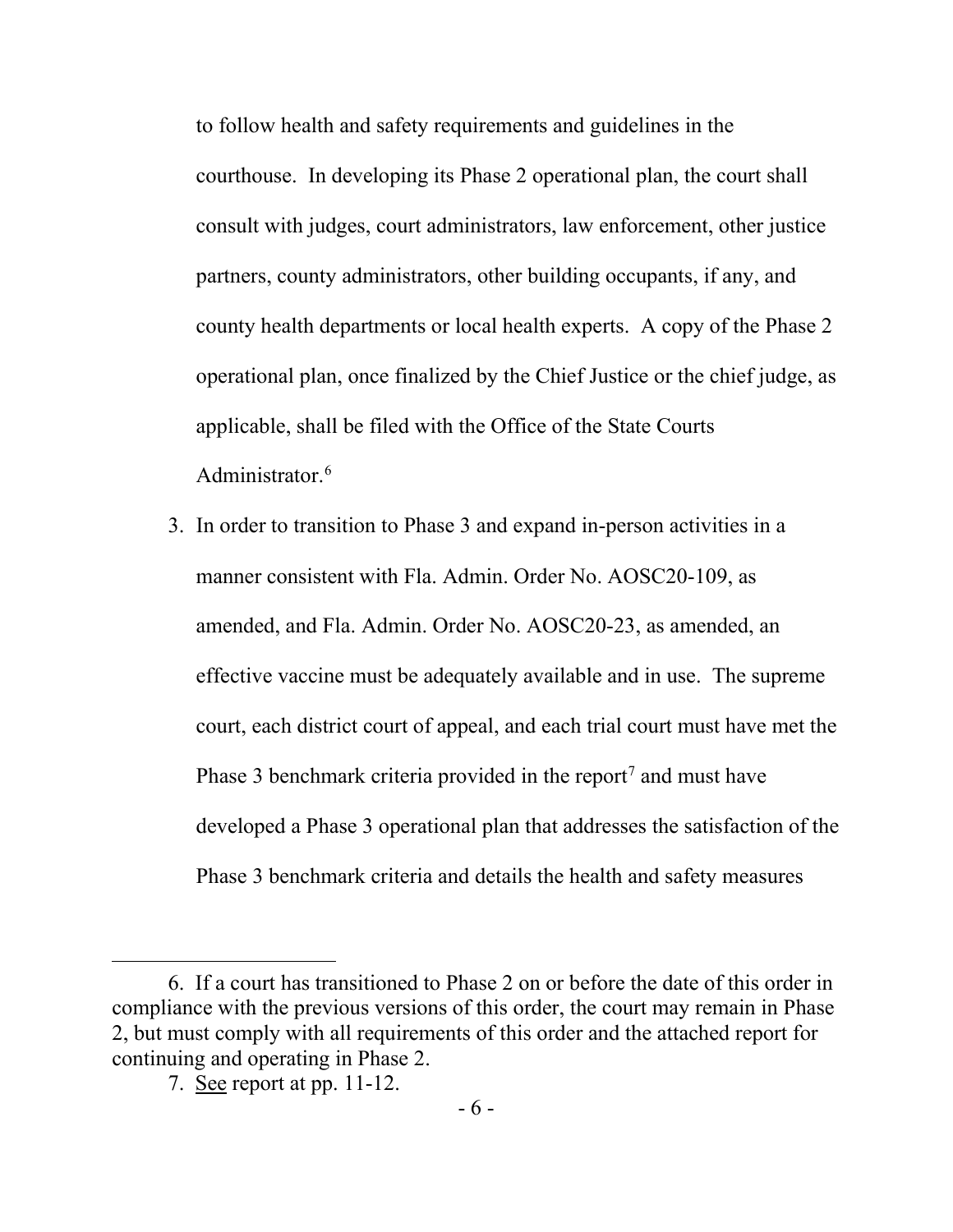to follow health and safety requirements and guidelines in the courthouse. In developing its Phase 2 operational plan, the court shall consult with judges, court administrators, law enforcement, other justice partners, county administrators, other building occupants, if any, and county health departments or local health experts. A copy of the Phase 2 operational plan, once finalized by the Chief Justice or the chief judge, as applicable, shall be filed with the Office of the State Courts Administrator.[6]

3. In order to transition to Phase 3 and expand in-person activities in a manner consistent with Fla. Admin. Order No. AOSC20-109, as amended, and Fla. Admin. Order No. AOSC20-23, as amended, an effective vaccine must be adequately available and in use. The supreme court, each district court of appeal, and each trial court must have met the Phase 3 benchmark criteria provided in the report[7] and must have developed a Phase 3 operational plan that addresses the satisfaction of the Phase 3 benchmark criteria and details the health and safety measures

---

6. If a court has transitioned to Phase 2 on or before the date of this order in compliance with the previous versions of this order, the court may remain in Phase 2, but must comply with all requirements of this order and the attached report for continuing and operating in Phase 2.

7. See report at pp. 11-12.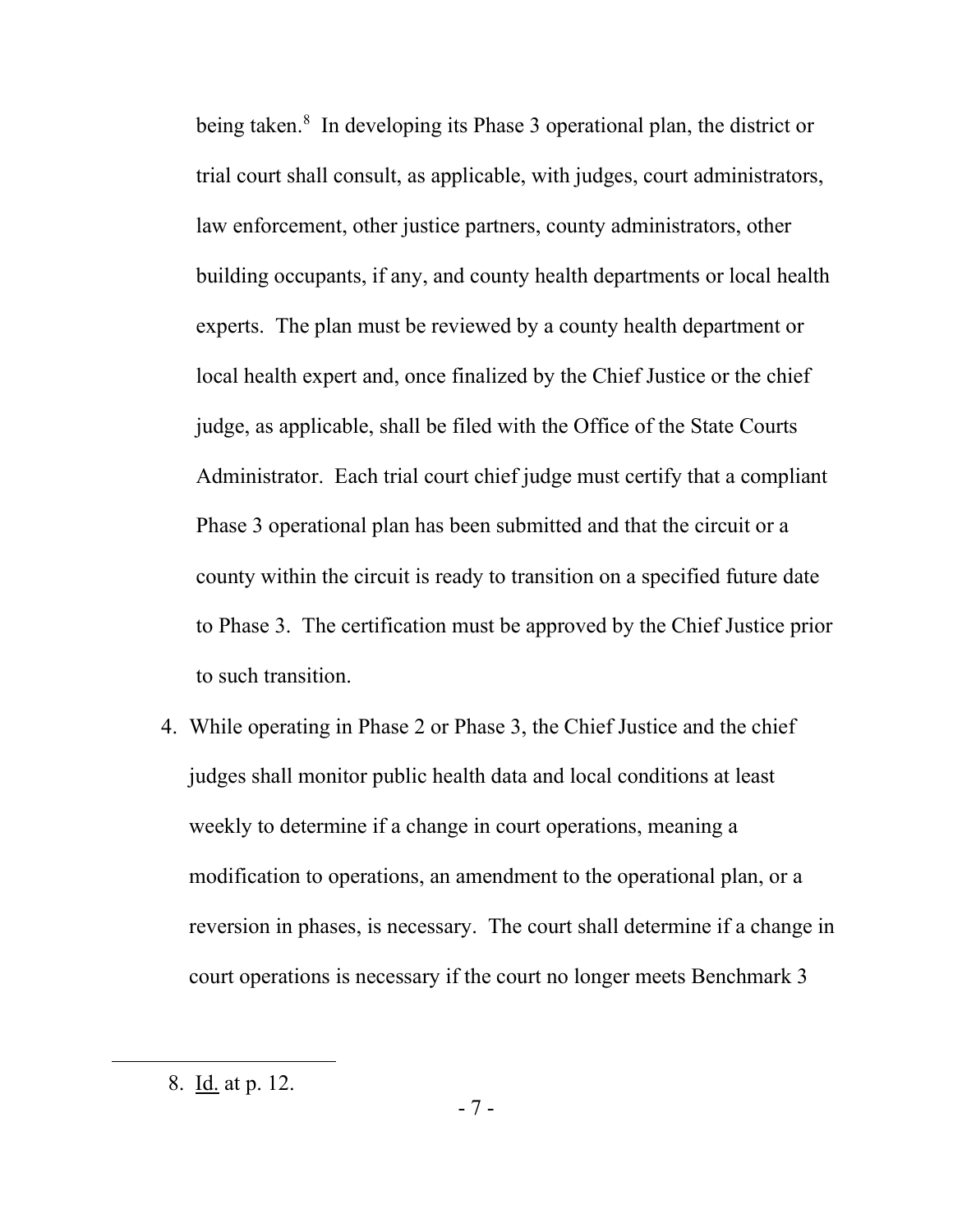being taken.[8] In developing its Phase 3 operational plan, the district or trial court shall consult, as applicable, with judges, court administrators, law enforcement, other justice partners, county administrators, other building occupants, if any, and county health departments or local health experts. The plan must be reviewed by a county health department or local health expert and, once finalized by the Chief Justice or the chief judge, as applicable, shall be filed with the Office of the State Courts Administrator. Each trial court chief judge must certify that a compliant Phase 3 operational plan has been submitted and that the circuit or a county within the circuit is ready to transition on a specified future date to Phase 3. The certification must be approved by the Chief Justice prior to such transition.

4. While operating in Phase 2 or Phase 3, the Chief Justice and the chief judges shall monitor public health data and local conditions at least weekly to determine if a change in court operations, meaning a modification to operations, an amendment to the operational plan, or a reversion in phases, is necessary. The court shall determine if a change in court operations is necessary if the court no longer meets Benchmark 3

---

8. Id. at p. 12.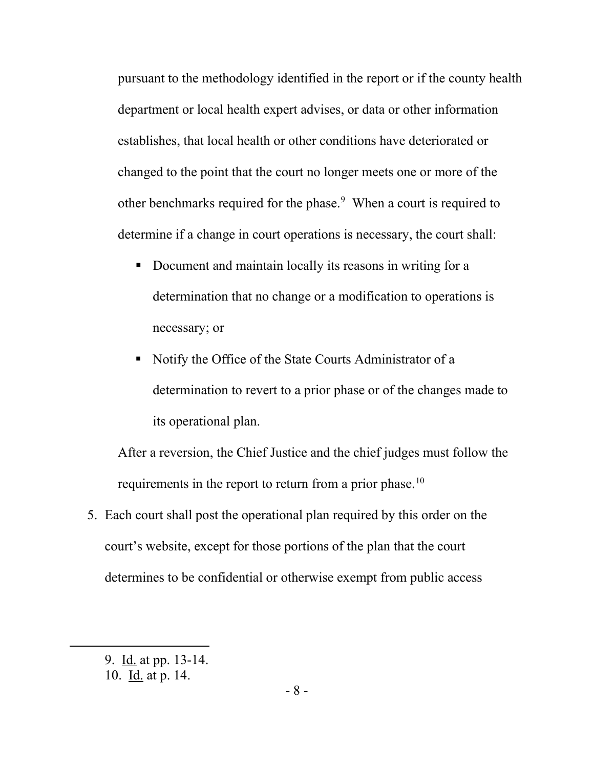pursuant to the methodology identified in the report or if the county health department or local health expert advises, or data or other information establishes, that local health or other conditions have deteriorated or changed to the point that the court no longer meets one or more of the other benchmarks required for the phase.[9] When a court is required to determine if a change in court operations is necessary, the court shall:

- Document and maintain locally its reasons in writing for a determination that no change or a modification to operations is necessary; or
- Notify the Office of the State Courts Administrator of a determination to revert to a prior phase or of the changes made to its operational plan.

After a reversion, the Chief Justice and the chief judges must follow the requirements in the report to return from a prior phase.[10]

5. Each court shall post the operational plan required by this order on the court's website, except for those portions of the plan that the court determines to be confidential or otherwise exempt from public access

---

9. Id. at pp. 13-14.
10. Id. at p. 14.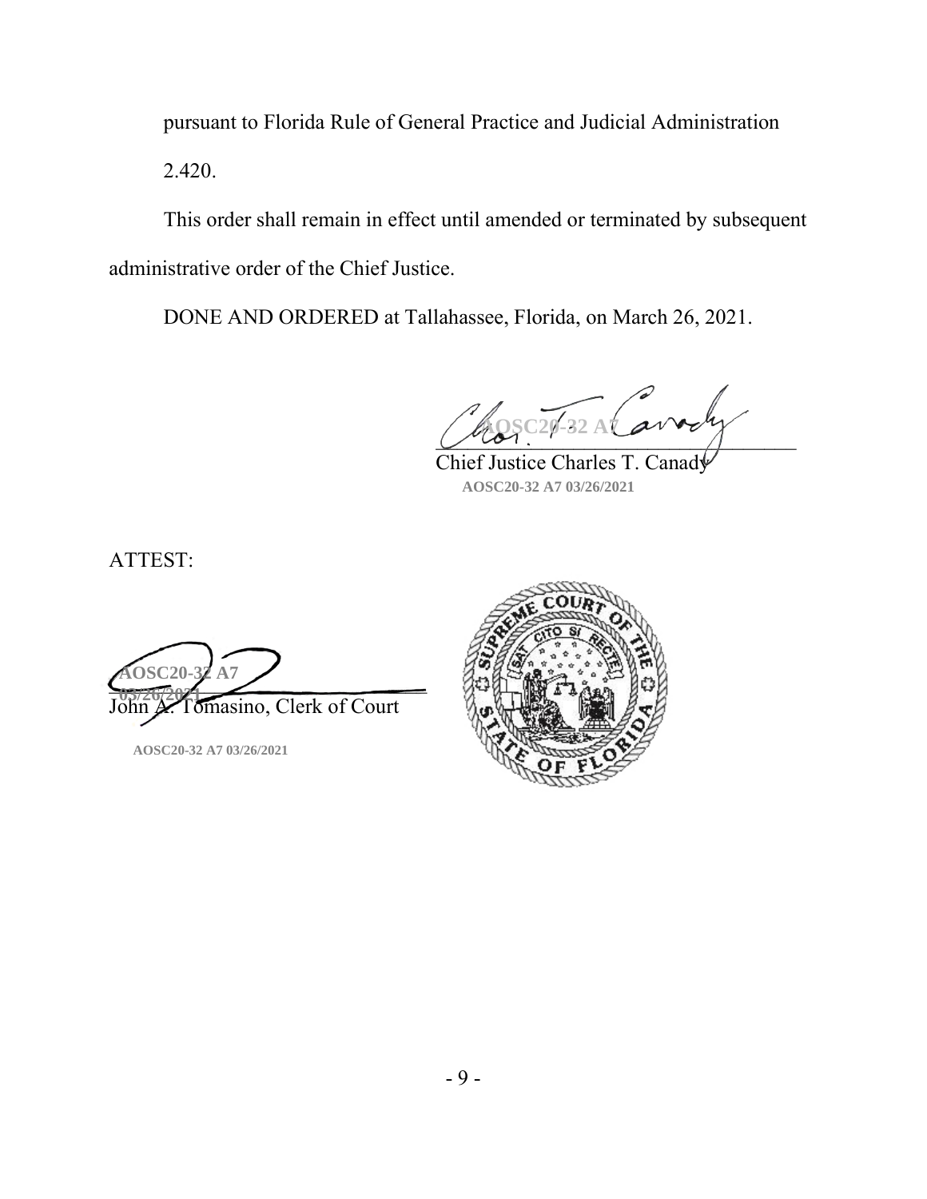pursuant to Florida Rule of General Practice and Judicial Administration 2.420.

This order shall remain in effect until amended or terminated by subsequent administrative order of the Chief Justice.

DONE AND ORDERED at Tallahassee, Florida, on March 26, 2021.

AOSC20-32 A7

Chief Justice Charles T. Canady

AOSC20-32 A7 03/26/2021

ATTEST:

AOSC20-32 A7 03/26/2021

John A. Tomasino, Clerk of Court

AOSC20-32 A7 03/26/2021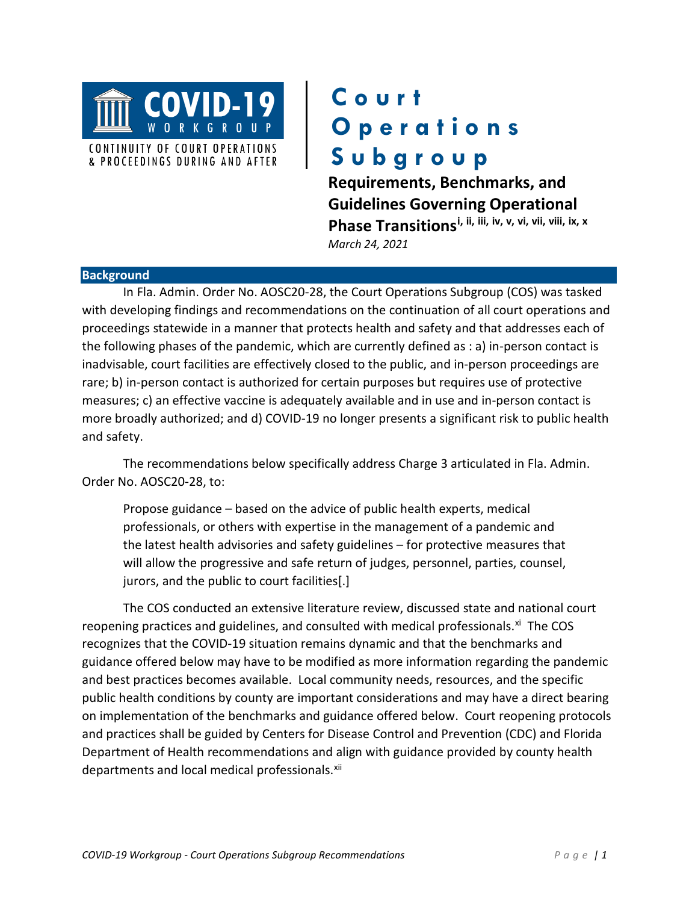COVID-19 WORKGROUP

CONTINUITY OF COURT OPERATIONS & PROCEEDINGS DURING AND AFTER

# Court Operations Subgroup

## Requirements, Benchmarks, and Guidelines Governing Operational Phase Transitions[i, ii, iii, iv, v, vi, vii, viii, ix, x]

*March 24, 2021*

## Background

In Fla. Admin. Order No. AOSC20-28, the Court Operations Subgroup (COS) was tasked with developing findings and recommendations on the continuation of all court operations and proceedings statewide in a manner that protects health and safety and that addresses each of the following phases of the pandemic, which are currently defined as : a) in-person contact is inadvisable, court facilities are effectively closed to the public, and in-person proceedings are rare; b) in-person contact is authorized for certain purposes but requires use of protective measures; c) an effective vaccine is adequately available and in use and in-person contact is more broadly authorized; and d) COVID-19 no longer presents a significant risk to public health and safety.

The recommendations below specifically address Charge 3 articulated in Fla. Admin. Order No. AOSC20-28, to:

> Propose guidance – based on the advice of public health experts, medical professionals, or others with expertise in the management of a pandemic and the latest health advisories and safety guidelines – for protective measures that will allow the progressive and safe return of judges, personnel, parties, counsel, jurors, and the public to court facilities[.]

The COS conducted an extensive literature review, discussed state and national court reopening practices and guidelines, and consulted with medical professionals.[xi] The COS recognizes that the COVID-19 situation remains dynamic and that the benchmarks and guidance offered below may have to be modified as more information regarding the pandemic and best practices becomes available. Local community needs, resources, and the specific public health conditions by county are important considerations and may have a direct bearing on implementation of the benchmarks and guidance offered below. Court reopening protocols and practices shall be guided by Centers for Disease Control and Prevention (CDC) and Florida Department of Health recommendations and align with guidance provided by county health departments and local medical professionals.[xii]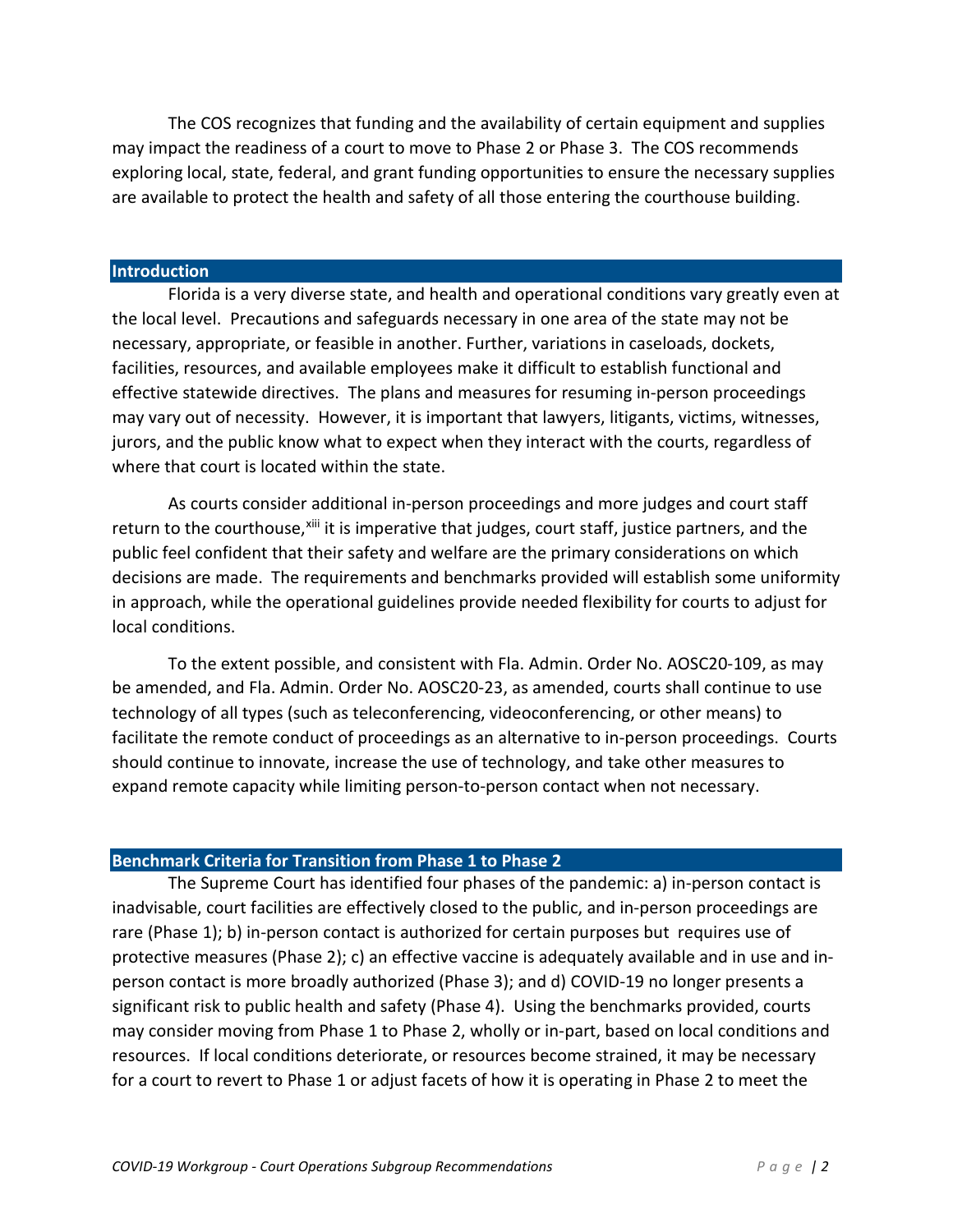The COS recognizes that funding and the availability of certain equipment and supplies may impact the readiness of a court to move to Phase 2 or Phase 3. The COS recommends exploring local, state, federal, and grant funding opportunities to ensure the necessary supplies are available to protect the health and safety of all those entering the courthouse building.

## Introduction

Florida is a very diverse state, and health and operational conditions vary greatly even at the local level. Precautions and safeguards necessary in one area of the state may not be necessary, appropriate, or feasible in another. Further, variations in caseloads, dockets, facilities, resources, and available employees make it difficult to establish functional and effective statewide directives. The plans and measures for resuming in-person proceedings may vary out of necessity. However, it is important that lawyers, litigants, victims, witnesses, jurors, and the public know what to expect when they interact with the courts, regardless of where that court is located within the state.

As courts consider additional in-person proceedings and more judges and court staff return to the courthouse,[xiii] it is imperative that judges, court staff, justice partners, and the public feel confident that their safety and welfare are the primary considerations on which decisions are made. The requirements and benchmarks provided will establish some uniformity in approach, while the operational guidelines provide needed flexibility for courts to adjust for local conditions.

To the extent possible, and consistent with Fla. Admin. Order No. AOSC20-109, as may be amended, and Fla. Admin. Order No. AOSC20-23, as amended, courts shall continue to use technology of all types (such as teleconferencing, videoconferencing, or other means) to facilitate the remote conduct of proceedings as an alternative to in-person proceedings. Courts should continue to innovate, increase the use of technology, and take other measures to expand remote capacity while limiting person-to-person contact when not necessary.

## Benchmark Criteria for Transition from Phase 1 to Phase 2

The Supreme Court has identified four phases of the pandemic: a) in-person contact is inadvisable, court facilities are effectively closed to the public, and in-person proceedings are rare (Phase 1); b) in-person contact is authorized for certain purposes but requires use of protective measures (Phase 2); c) an effective vaccine is adequately available and in use and in-person contact is more broadly authorized (Phase 3); and d) COVID-19 no longer presents a significant risk to public health and safety (Phase 4). Using the benchmarks provided, courts may consider moving from Phase 1 to Phase 2, wholly or in-part, based on local conditions and resources. If local conditions deteriorate, or resources become strained, it may be necessary for a court to revert to Phase 1 or adjust facets of how it is operating in Phase 2 to meet the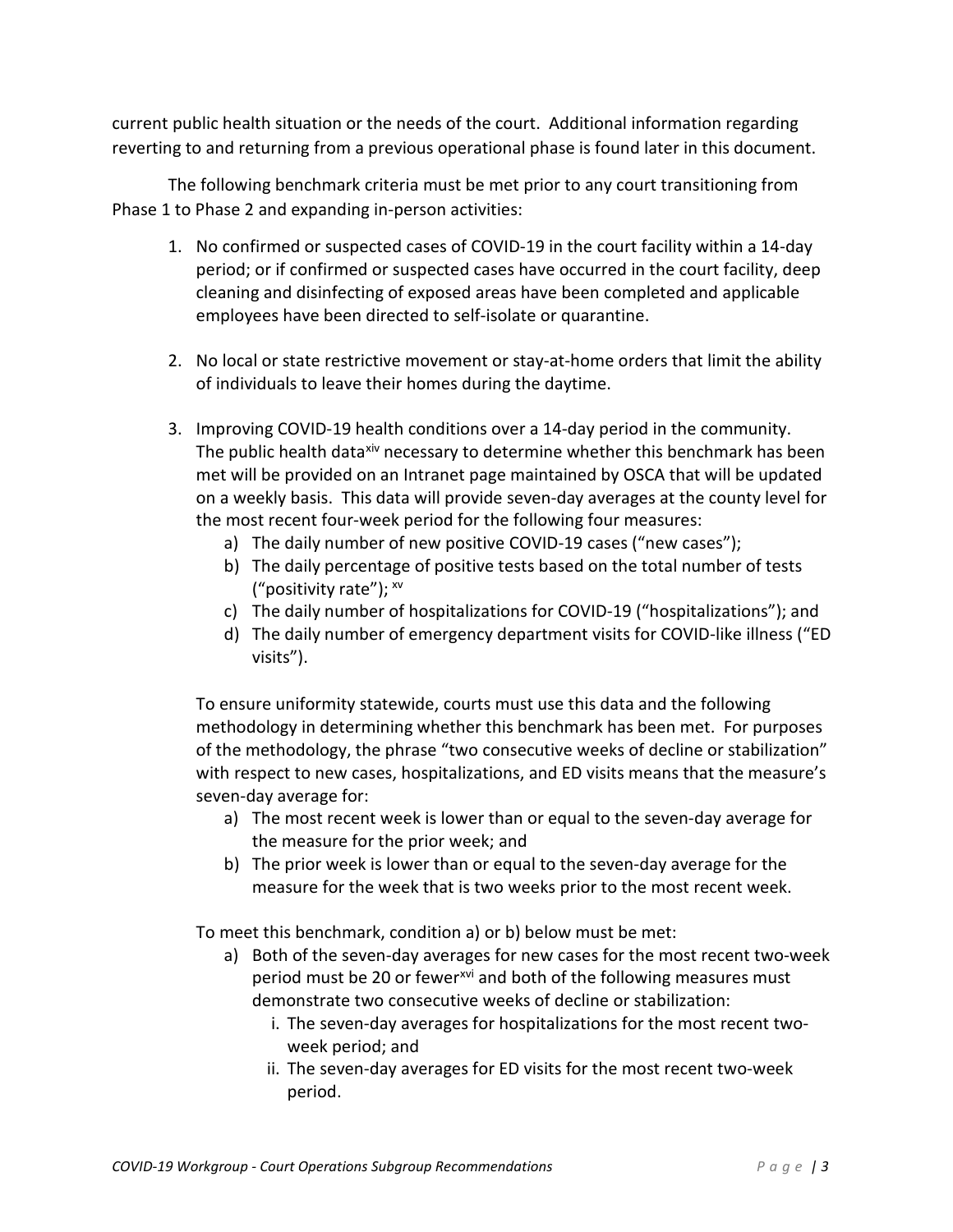current public health situation or the needs of the court. Additional information regarding reverting to and returning from a previous operational phase is found later in this document.

The following benchmark criteria must be met prior to any court transitioning from Phase 1 to Phase 2 and expanding in-person activities:

1. No confirmed or suspected cases of COVID-19 in the court facility within a 14-day period; or if confirmed or suspected cases have occurred in the court facility, deep cleaning and disinfecting of exposed areas have been completed and applicable employees have been directed to self-isolate or quarantine.

2. No local or state restrictive movement or stay-at-home orders that limit the ability of individuals to leave their homes during the daytime.

3. Improving COVID-19 health conditions over a 14-day period in the community. The public health data[xiv] necessary to determine whether this benchmark has been met will be provided on an Intranet page maintained by OSCA that will be updated on a weekly basis. This data will provide seven-day averages at the county level for the most recent four-week period for the following four measures:
   a) The daily number of new positive COVID-19 cases ("new cases");
   b) The daily percentage of positive tests based on the total number of tests ("positivity rate"); [xv]
   c) The daily number of hospitalizations for COVID-19 ("hospitalizations"); and
   d) The daily number of emergency department visits for COVID-like illness ("ED visits").

   To ensure uniformity statewide, courts must use this data and the following methodology in determining whether this benchmark has been met. For purposes of the methodology, the phrase "two consecutive weeks of decline or stabilization" with respect to new cases, hospitalizations, and ED visits means that the measure's seven-day average for:
   a) The most recent week is lower than or equal to the seven-day average for the measure for the prior week; and
   b) The prior week is lower than or equal to the seven-day average for the measure for the week that is two weeks prior to the most recent week.

   To meet this benchmark, condition a) or b) below must be met:
   a) Both of the seven-day averages for new cases for the most recent two-week period must be 20 or fewer[xvi] and both of the following measures must demonstrate two consecutive weeks of decline or stabilization:
      i. The seven-day averages for hospitalizations for the most recent two-week period; and
      ii. The seven-day averages for ED visits for the most recent two-week period.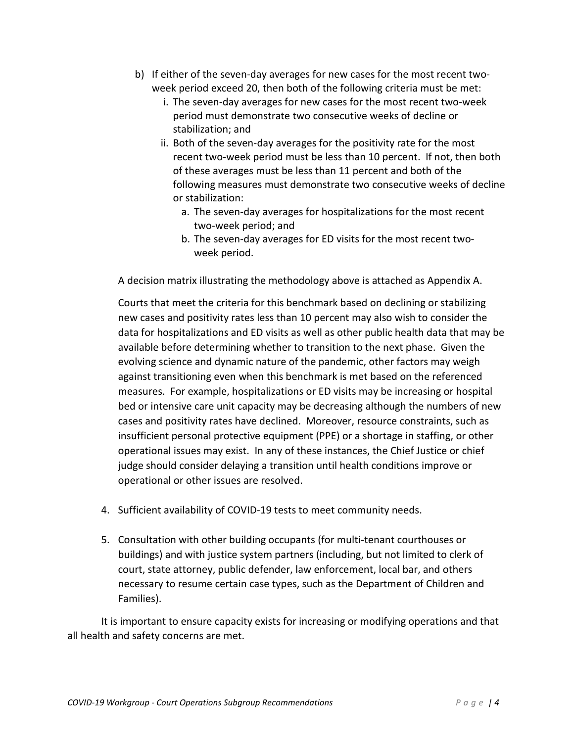b) If either of the seven-day averages for new cases for the most recent two-week period exceed 20, then both of the following criteria must be met:
   i. The seven-day averages for new cases for the most recent two-week period must demonstrate two consecutive weeks of decline or stabilization; and
   ii. Both of the seven-day averages for the positivity rate for the most recent two-week period must be less than 10 percent. If not, then both of these averages must be less than 11 percent and both of the following measures must demonstrate two consecutive weeks of decline or stabilization:
      a. The seven-day averages for hospitalizations for the most recent two-week period; and
      b. The seven-day averages for ED visits for the most recent two-week period.

A decision matrix illustrating the methodology above is attached as Appendix A.

Courts that meet the criteria for this benchmark based on declining or stabilizing new cases and positivity rates less than 10 percent may also wish to consider the data for hospitalizations and ED visits as well as other public health data that may be available before determining whether to transition to the next phase. Given the evolving science and dynamic nature of the pandemic, other factors may weigh against transitioning even when this benchmark is met based on the referenced measures. For example, hospitalizations or ED visits may be increasing or hospital bed or intensive care unit capacity may be decreasing although the numbers of new cases and positivity rates have declined. Moreover, resource constraints, such as insufficient personal protective equipment (PPE) or a shortage in staffing, or other operational issues may exist. In any of these instances, the Chief Justice or chief judge should consider delaying a transition until health conditions improve or operational or other issues are resolved.

4. Sufficient availability of COVID-19 tests to meet community needs.

5. Consultation with other building occupants (for multi-tenant courthouses or buildings) and with justice system partners (including, but not limited to clerk of court, state attorney, public defender, law enforcement, local bar, and others necessary to resume certain case types, such as the Department of Children and Families).

It is important to ensure capacity exists for increasing or modifying operations and that all health and safety concerns are met.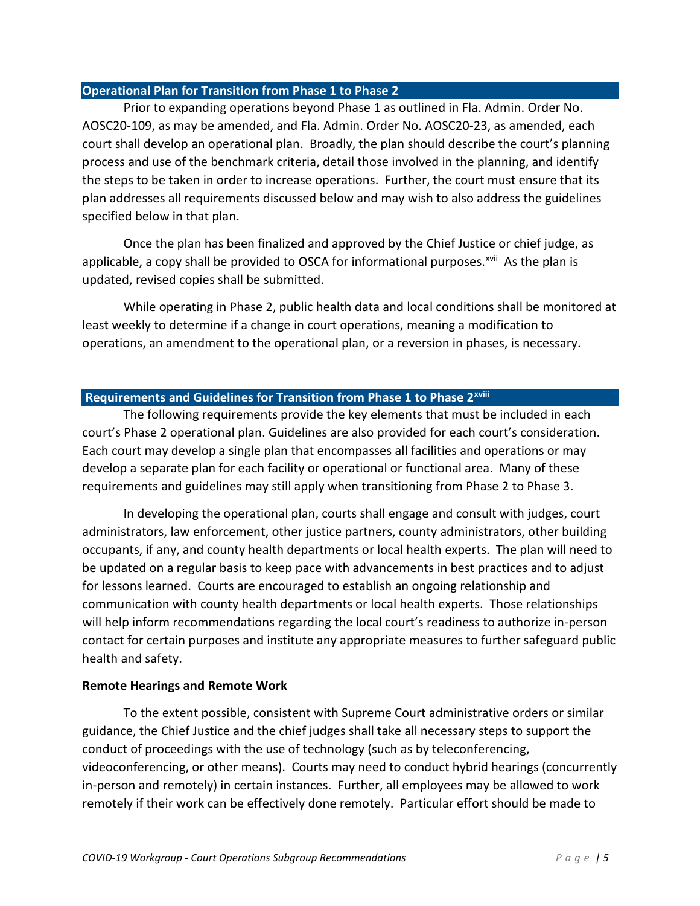## Operational Plan for Transition from Phase 1 to Phase 2

Prior to expanding operations beyond Phase 1 as outlined in Fla. Admin. Order No. AOSC20-109, as may be amended, and Fla. Admin. Order No. AOSC20-23, as amended, each court shall develop an operational plan. Broadly, the plan should describe the court's planning process and use of the benchmark criteria, detail those involved in the planning, and identify the steps to be taken in order to increase operations. Further, the court must ensure that its plan addresses all requirements discussed below and may wish to also address the guidelines specified below in that plan.

Once the plan has been finalized and approved by the Chief Justice or chief judge, as applicable, a copy shall be provided to OSCA for informational purposes.[xvii] As the plan is updated, revised copies shall be submitted.

While operating in Phase 2, public health data and local conditions shall be monitored at least weekly to determine if a change in court operations, meaning a modification to operations, an amendment to the operational plan, or a reversion in phases, is necessary.

## Requirements and Guidelines for Transition from Phase 1 to Phase 2[xviii]

The following requirements provide the key elements that must be included in each court's Phase 2 operational plan. Guidelines are also provided for each court's consideration. Each court may develop a single plan that encompasses all facilities and operations or may develop a separate plan for each facility or operational or functional area. Many of these requirements and guidelines may still apply when transitioning from Phase 2 to Phase 3.

In developing the operational plan, courts shall engage and consult with judges, court administrators, law enforcement, other justice partners, county administrators, other building occupants, if any, and county health departments or local health experts. The plan will need to be updated on a regular basis to keep pace with advancements in best practices and to adjust for lessons learned. Courts are encouraged to establish an ongoing relationship and communication with county health departments or local health experts. Those relationships will help inform recommendations regarding the local court's readiness to authorize in-person contact for certain purposes and institute any appropriate measures to further safeguard public health and safety.

**Remote Hearings and Remote Work**

To the extent possible, consistent with Supreme Court administrative orders or similar guidance, the Chief Justice and the chief judges shall take all necessary steps to support the conduct of proceedings with the use of technology (such as by teleconferencing, videoconferencing, or other means). Courts may need to conduct hybrid hearings (concurrently in-person and remotely) in certain instances. Further, all employees may be allowed to work remotely if their work can be effectively done remotely. Particular effort should be made to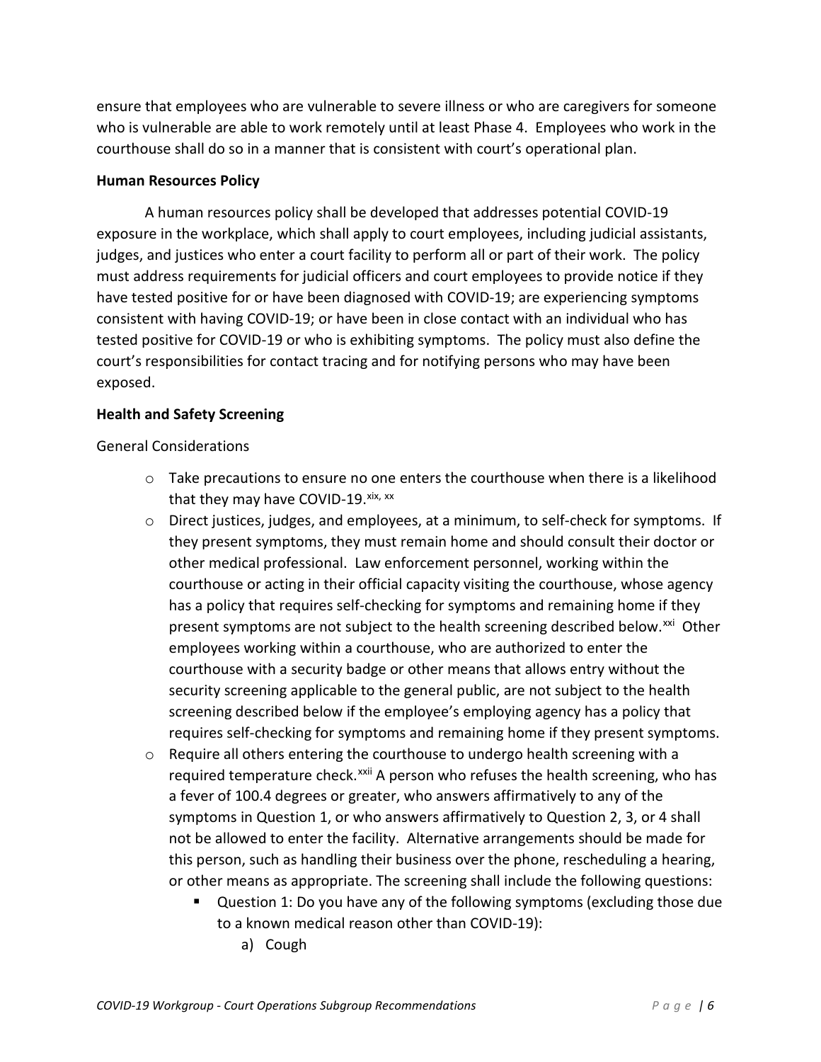ensure that employees who are vulnerable to severe illness or who are caregivers for someone who is vulnerable are able to work remotely until at least Phase 4. Employees who work in the courthouse shall do so in a manner that is consistent with court's operational plan.

**Human Resources Policy**

A human resources policy shall be developed that addresses potential COVID-19 exposure in the workplace, which shall apply to court employees, including judicial assistants, judges, and justices who enter a court facility to perform all or part of their work. The policy must address requirements for judicial officers and court employees to provide notice if they have tested positive for or have been diagnosed with COVID-19; are experiencing symptoms consistent with having COVID-19; or have been in close contact with an individual who has tested positive for COVID-19 or who is exhibiting symptoms. The policy must also define the court's responsibilities for contact tracing and for notifying persons who may have been exposed.

**Health and Safety Screening**

General Considerations

- Take precautions to ensure no one enters the courthouse when there is a likelihood that they may have COVID-19.[xix, xx]
- Direct justices, judges, and employees, at a minimum, to self-check for symptoms. If they present symptoms, they must remain home and should consult their doctor or other medical professional. Law enforcement personnel, working within the courthouse or acting in their official capacity visiting the courthouse, whose agency has a policy that requires self-checking for symptoms and remaining home if they present symptoms are not subject to the health screening described below.[xxi] Other employees working within a courthouse, who are authorized to enter the courthouse with a security badge or other means that allows entry without the security screening applicable to the general public, are not subject to the health screening described below if the employee's employing agency has a policy that requires self-checking for symptoms and remaining home if they present symptoms.
- Require all others entering the courthouse to undergo health screening with a required temperature check.[xxii] A person who refuses the health screening, who has a fever of 100.4 degrees or greater, who answers affirmatively to any of the symptoms in Question 1, or who answers affirmatively to Question 2, 3, or 4 shall not be allowed to enter the facility. Alternative arrangements should be made for this person, such as handling their business over the phone, rescheduling a hearing, or other means as appropriate. The screening shall include the following questions:
  - Question 1: Do you have any of the following symptoms (excluding those due to a known medical reason other than COVID-19):
    a) Cough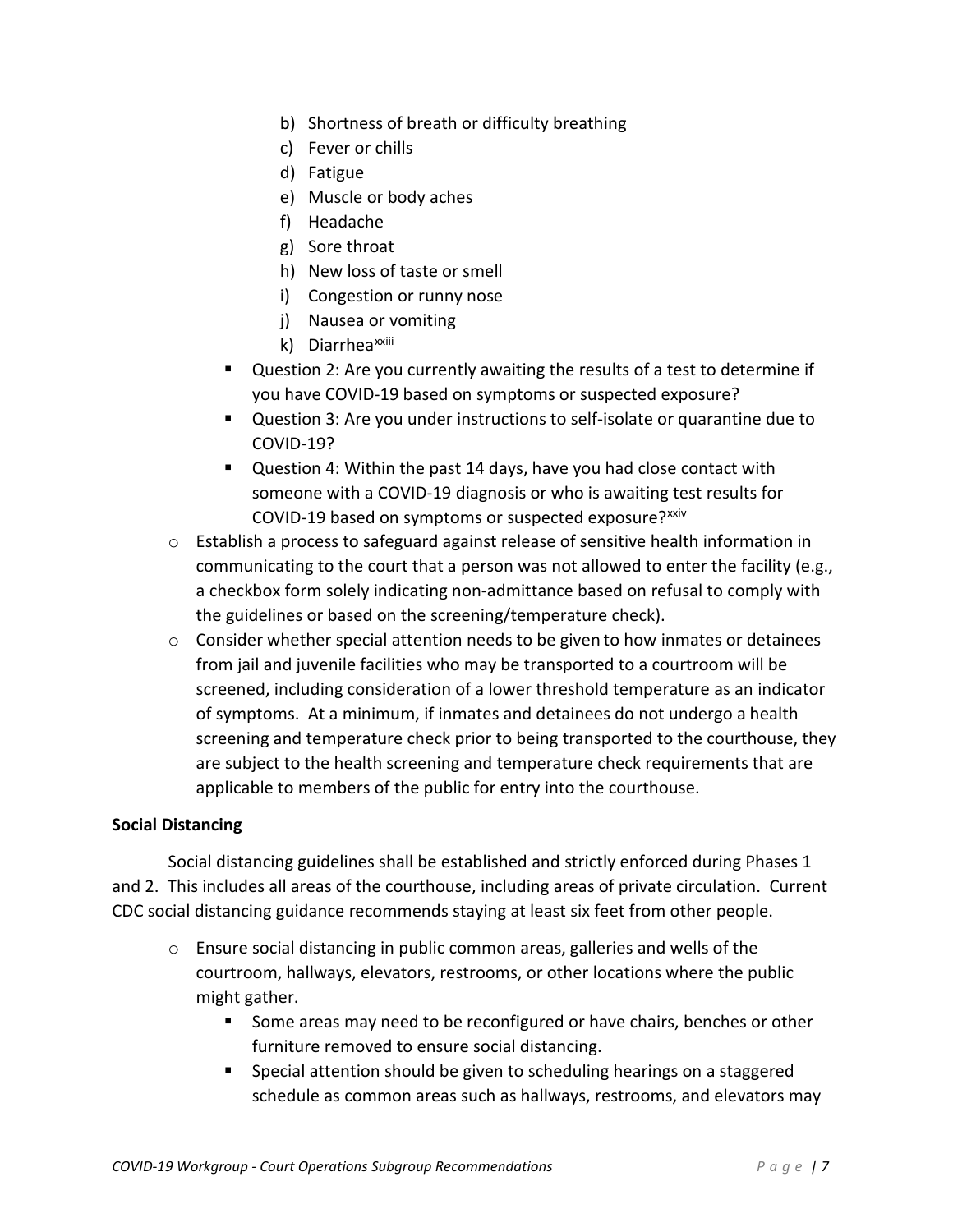- b) Shortness of breath or difficulty breathing
   - c) Fever or chills
   - d) Fatigue
   - e) Muscle or body aches
   - f) Headache
   - g) Sore throat
   - h) New loss of taste or smell
   - i) Congestion or runny nose
   - j) Nausea or vomiting
   - k) Diarrhea[xxiii]
  - Question 2: Are you currently awaiting the results of a test to determine if you have COVID-19 based on symptoms or suspected exposure?
  - Question 3: Are you under instructions to self-isolate or quarantine due to COVID-19?
  - Question 4: Within the past 14 days, have you had close contact with someone with a COVID-19 diagnosis or who is awaiting test results for COVID-19 based on symptoms or suspected exposure?[xxiv]
- Establish a process to safeguard against release of sensitive health information in communicating to the court that a person was not allowed to enter the facility (e.g., a checkbox form solely indicating non-admittance based on refusal to comply with the guidelines or based on the screening/temperature check).
- Consider whether special attention needs to be given to how inmates or detainees from jail and juvenile facilities who may be transported to a courtroom will be screened, including consideration of a lower threshold temperature as an indicator of symptoms. At a minimum, if inmates and detainees do not undergo a health screening and temperature check prior to being transported to the courthouse, they are subject to the health screening and temperature check requirements that are applicable to members of the public for entry into the courthouse.

**Social Distancing**

Social distancing guidelines shall be established and strictly enforced during Phases 1 and 2. This includes all areas of the courthouse, including areas of private circulation. Current CDC social distancing guidance recommends staying at least six feet from other people.

- Ensure social distancing in public common areas, galleries and wells of the courtroom, hallways, elevators, restrooms, or other locations where the public might gather.
  - Some areas may need to be reconfigured or have chairs, benches or other furniture removed to ensure social distancing.
  - Special attention should be given to scheduling hearings on a staggered schedule as common areas such as hallways, restrooms, and elevators may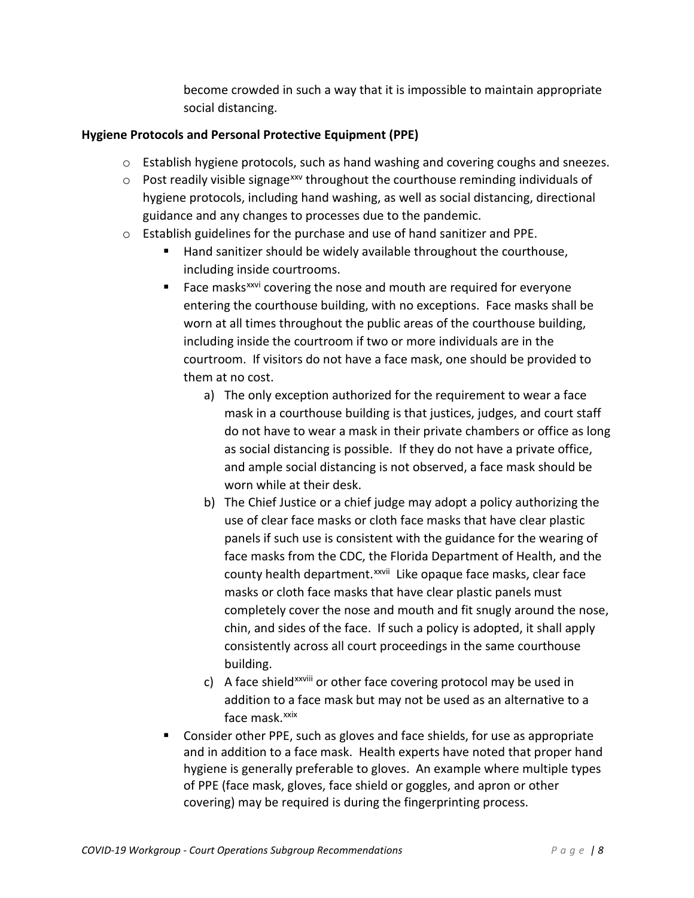become crowded in such a way that it is impossible to maintain appropriate social distancing.

**Hygiene Protocols and Personal Protective Equipment (PPE)**

- Establish hygiene protocols, such as hand washing and covering coughs and sneezes.
- Post readily visible signage[xxv] throughout the courthouse reminding individuals of hygiene protocols, including hand washing, as well as social distancing, directional guidance and any changes to processes due to the pandemic.
- Establish guidelines for the purchase and use of hand sanitizer and PPE.
  - Hand sanitizer should be widely available throughout the courthouse, including inside courtrooms.
  - Face masks[xxvi] covering the nose and mouth are required for everyone entering the courthouse building, with no exceptions. Face masks shall be worn at all times throughout the public areas of the courthouse building, including inside the courtroom if two or more individuals are in the courtroom. If visitors do not have a face mask, one should be provided to them at no cost.
    a) The only exception authorized for the requirement to wear a face mask in a courthouse building is that justices, judges, and court staff do not have to wear a mask in their private chambers or office as long as social distancing is possible. If they do not have a private office, and ample social distancing is not observed, a face mask should be worn while at their desk.
    b) The Chief Justice or a chief judge may adopt a policy authorizing the use of clear face masks or cloth face masks that have clear plastic panels if such use is consistent with the guidance for the wearing of face masks from the CDC, the Florida Department of Health, and the county health department.[xxvii] Like opaque face masks, clear face masks or cloth face masks that have clear plastic panels must completely cover the nose and mouth and fit snugly around the nose, chin, and sides of the face. If such a policy is adopted, it shall apply consistently across all court proceedings in the same courthouse building.
    c) A face shield[xxviii] or other face covering protocol may be used in addition to a face mask but may not be used as an alternative to a face mask.[xxix]
  - Consider other PPE, such as gloves and face shields, for use as appropriate and in addition to a face mask. Health experts have noted that proper hand hygiene is generally preferable to gloves. An example where multiple types of PPE (face mask, gloves, face shield or goggles, and apron or other covering) may be required is during the fingerprinting process.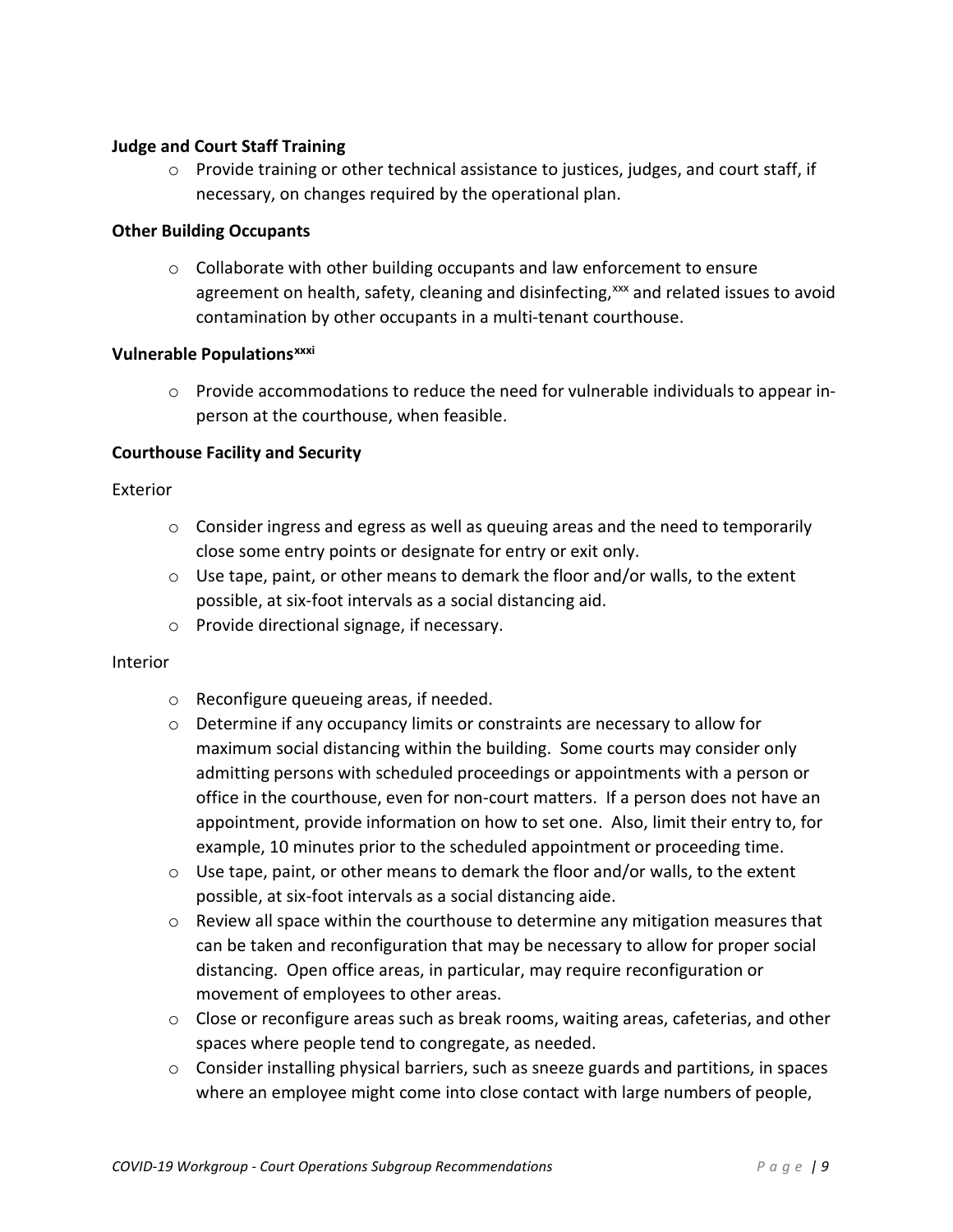**Judge and Court Staff Training**

- Provide training or other technical assistance to justices, judges, and court staff, if necessary, on changes required by the operational plan.

**Other Building Occupants**

- Collaborate with other building occupants and law enforcement to ensure agreement on health, safety, cleaning and disinfecting,[xxx] and related issues to avoid contamination by other occupants in a multi-tenant courthouse.

**Vulnerable Populations**[xxxi]

- Provide accommodations to reduce the need for vulnerable individuals to appear in-person at the courthouse, when feasible.

**Courthouse Facility and Security**

Exterior

- Consider ingress and egress as well as queuing areas and the need to temporarily close some entry points or designate for entry or exit only.
- Use tape, paint, or other means to demark the floor and/or walls, to the extent possible, at six-foot intervals as a social distancing aid.
- Provide directional signage, if necessary.

Interior

- Reconfigure queueing areas, if needed.
- Determine if any occupancy limits or constraints are necessary to allow for maximum social distancing within the building. Some courts may consider only admitting persons with scheduled proceedings or appointments with a person or office in the courthouse, even for non-court matters. If a person does not have an appointment, provide information on how to set one. Also, limit their entry to, for example, 10 minutes prior to the scheduled appointment or proceeding time.
- Use tape, paint, or other means to demark the floor and/or walls, to the extent possible, at six-foot intervals as a social distancing aide.
- Review all space within the courthouse to determine any mitigation measures that can be taken and reconfiguration that may be necessary to allow for proper social distancing. Open office areas, in particular, may require reconfiguration or movement of employees to other areas.
- Close or reconfigure areas such as break rooms, waiting areas, cafeterias, and other spaces where people tend to congregate, as needed.
- Consider installing physical barriers, such as sneeze guards and partitions, in spaces where an employee might come into close contact with large numbers of people,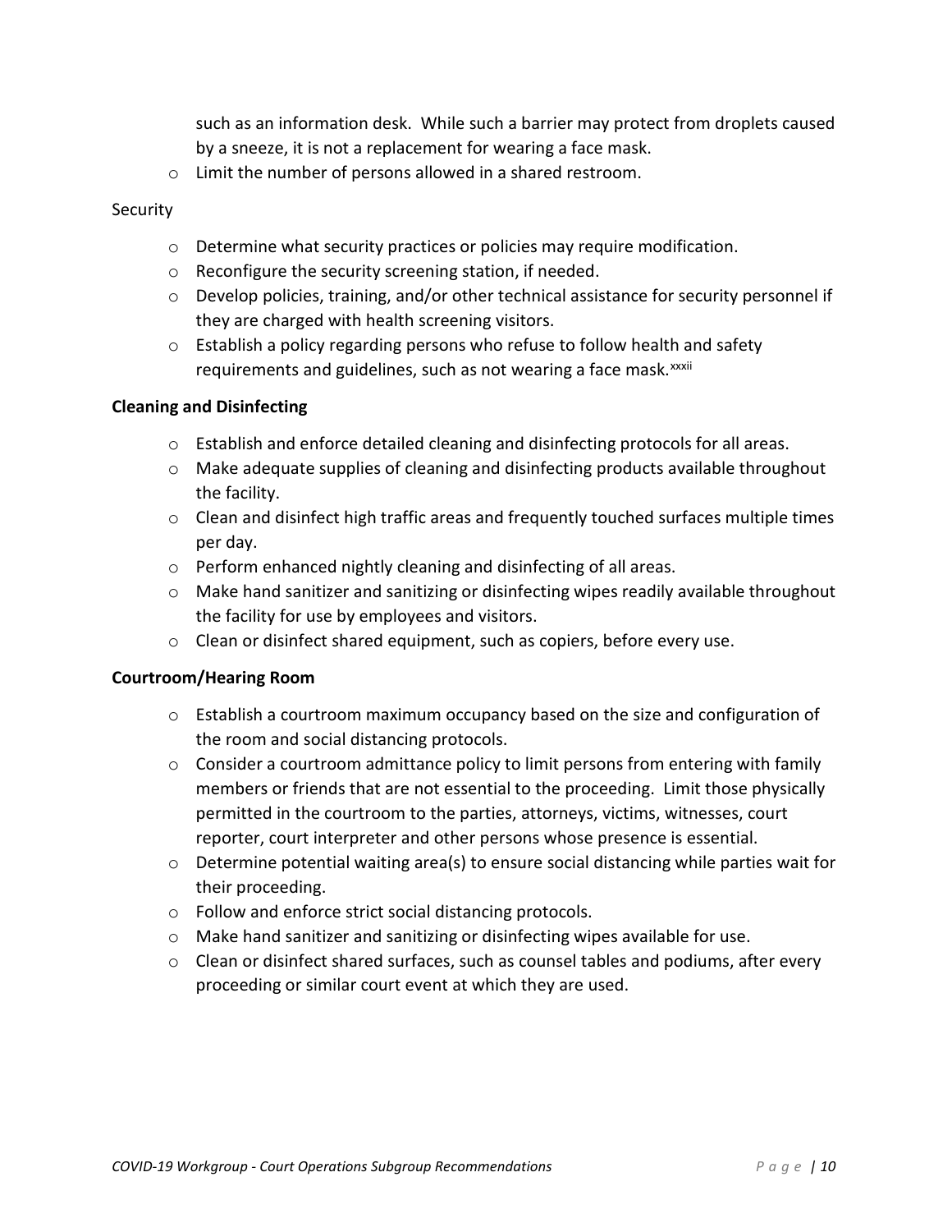such as an information desk. While such a barrier may protect from droplets caused by a sneeze, it is not a replacement for wearing a face mask.

- Limit the number of persons allowed in a shared restroom.

Security

- Determine what security practices or policies may require modification.
- Reconfigure the security screening station, if needed.
- Develop policies, training, and/or other technical assistance for security personnel if they are charged with health screening visitors.
- Establish a policy regarding persons who refuse to follow health and safety requirements and guidelines, such as not wearing a face mask.[xxxii]

**Cleaning and Disinfecting**

- Establish and enforce detailed cleaning and disinfecting protocols for all areas.
- Make adequate supplies of cleaning and disinfecting products available throughout the facility.
- Clean and disinfect high traffic areas and frequently touched surfaces multiple times per day.
- Perform enhanced nightly cleaning and disinfecting of all areas.
- Make hand sanitizer and sanitizing or disinfecting wipes readily available throughout the facility for use by employees and visitors.
- Clean or disinfect shared equipment, such as copiers, before every use.

**Courtroom/Hearing Room**

- Establish a courtroom maximum occupancy based on the size and configuration of the room and social distancing protocols.
- Consider a courtroom admittance policy to limit persons from entering with family members or friends that are not essential to the proceeding. Limit those physically permitted in the courtroom to the parties, attorneys, victims, witnesses, court reporter, court interpreter and other persons whose presence is essential.
- Determine potential waiting area(s) to ensure social distancing while parties wait for their proceeding.
- Follow and enforce strict social distancing protocols.
- Make hand sanitizer and sanitizing or disinfecting wipes available for use.
- Clean or disinfect shared surfaces, such as counsel tables and podiums, after every proceeding or similar court event at which they are used.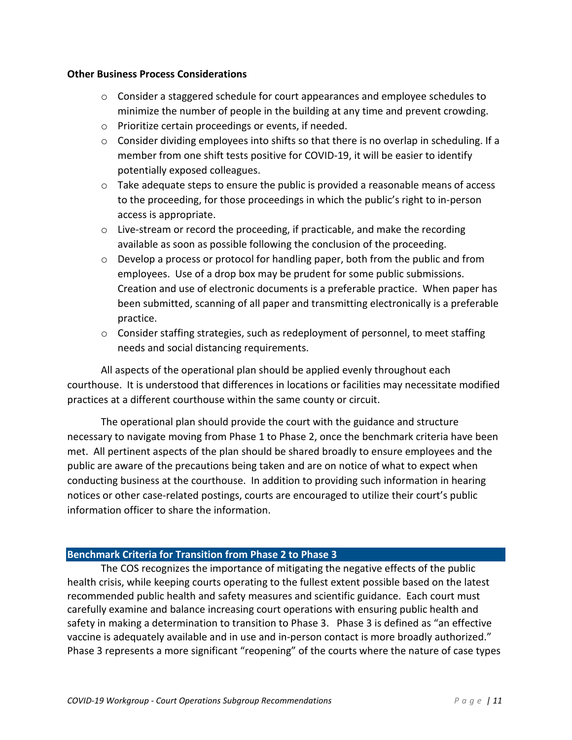**Other Business Process Considerations**

- Consider a staggered schedule for court appearances and employee schedules to minimize the number of people in the building at any time and prevent crowding.
- Prioritize certain proceedings or events, if needed.
- Consider dividing employees into shifts so that there is no overlap in scheduling. If a member from one shift tests positive for COVID-19, it will be easier to identify potentially exposed colleagues.
- Take adequate steps to ensure the public is provided a reasonable means of access to the proceeding, for those proceedings in which the public's right to in-person access is appropriate.
- Live-stream or record the proceeding, if practicable, and make the recording available as soon as possible following the conclusion of the proceeding.
- Develop a process or protocol for handling paper, both from the public and from employees. Use of a drop box may be prudent for some public submissions. Creation and use of electronic documents is a preferable practice. When paper has been submitted, scanning of all paper and transmitting electronically is a preferable practice.
- Consider staffing strategies, such as redeployment of personnel, to meet staffing needs and social distancing requirements.

All aspects of the operational plan should be applied evenly throughout each courthouse. It is understood that differences in locations or facilities may necessitate modified practices at a different courthouse within the same county or circuit.

The operational plan should provide the court with the guidance and structure necessary to navigate moving from Phase 1 to Phase 2, once the benchmark criteria have been met. All pertinent aspects of the plan should be shared broadly to ensure employees and the public are aware of the precautions being taken and are on notice of what to expect when conducting business at the courthouse. In addition to providing such information in hearing notices or other case-related postings, courts are encouraged to utilize their court's public information officer to share the information.

## Benchmark Criteria for Transition from Phase 2 to Phase 3

The COS recognizes the importance of mitigating the negative effects of the public health crisis, while keeping courts operating to the fullest extent possible based on the latest recommended public health and safety measures and scientific guidance. Each court must carefully examine and balance increasing court operations with ensuring public health and safety in making a determination to transition to Phase 3. Phase 3 is defined as "an effective vaccine is adequately available and in use and in-person contact is more broadly authorized." Phase 3 represents a more significant "reopening" of the courts where the nature of case types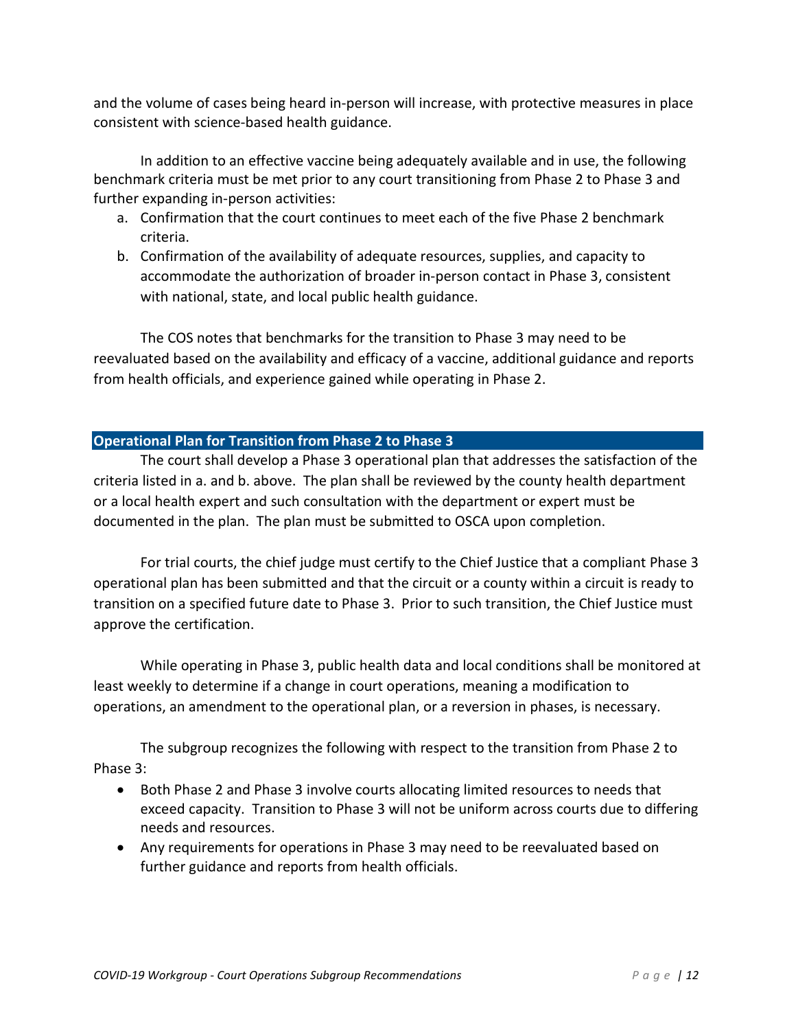and the volume of cases being heard in-person will increase, with protective measures in place consistent with science-based health guidance.

In addition to an effective vaccine being adequately available and in use, the following benchmark criteria must be met prior to any court transitioning from Phase 2 to Phase 3 and further expanding in-person activities:

a. Confirmation that the court continues to meet each of the five Phase 2 benchmark criteria.
b. Confirmation of the availability of adequate resources, supplies, and capacity to accommodate the authorization of broader in-person contact in Phase 3, consistent with national, state, and local public health guidance.

The COS notes that benchmarks for the transition to Phase 3 may need to be reevaluated based on the availability and efficacy of a vaccine, additional guidance and reports from health officials, and experience gained while operating in Phase 2.

## Operational Plan for Transition from Phase 2 to Phase 3

The court shall develop a Phase 3 operational plan that addresses the satisfaction of the criteria listed in a. and b. above. The plan shall be reviewed by the county health department or a local health expert and such consultation with the department or expert must be documented in the plan. The plan must be submitted to OSCA upon completion.

For trial courts, the chief judge must certify to the Chief Justice that a compliant Phase 3 operational plan has been submitted and that the circuit or a county within a circuit is ready to transition on a specified future date to Phase 3. Prior to such transition, the Chief Justice must approve the certification.

While operating in Phase 3, public health data and local conditions shall be monitored at least weekly to determine if a change in court operations, meaning a modification to operations, an amendment to the operational plan, or a reversion in phases, is necessary.

The subgroup recognizes the following with respect to the transition from Phase 2 to Phase 3:

- Both Phase 2 and Phase 3 involve courts allocating limited resources to needs that exceed capacity. Transition to Phase 3 will not be uniform across courts due to differing needs and resources.
- Any requirements for operations in Phase 3 may need to be reevaluated based on further guidance and reports from health officials.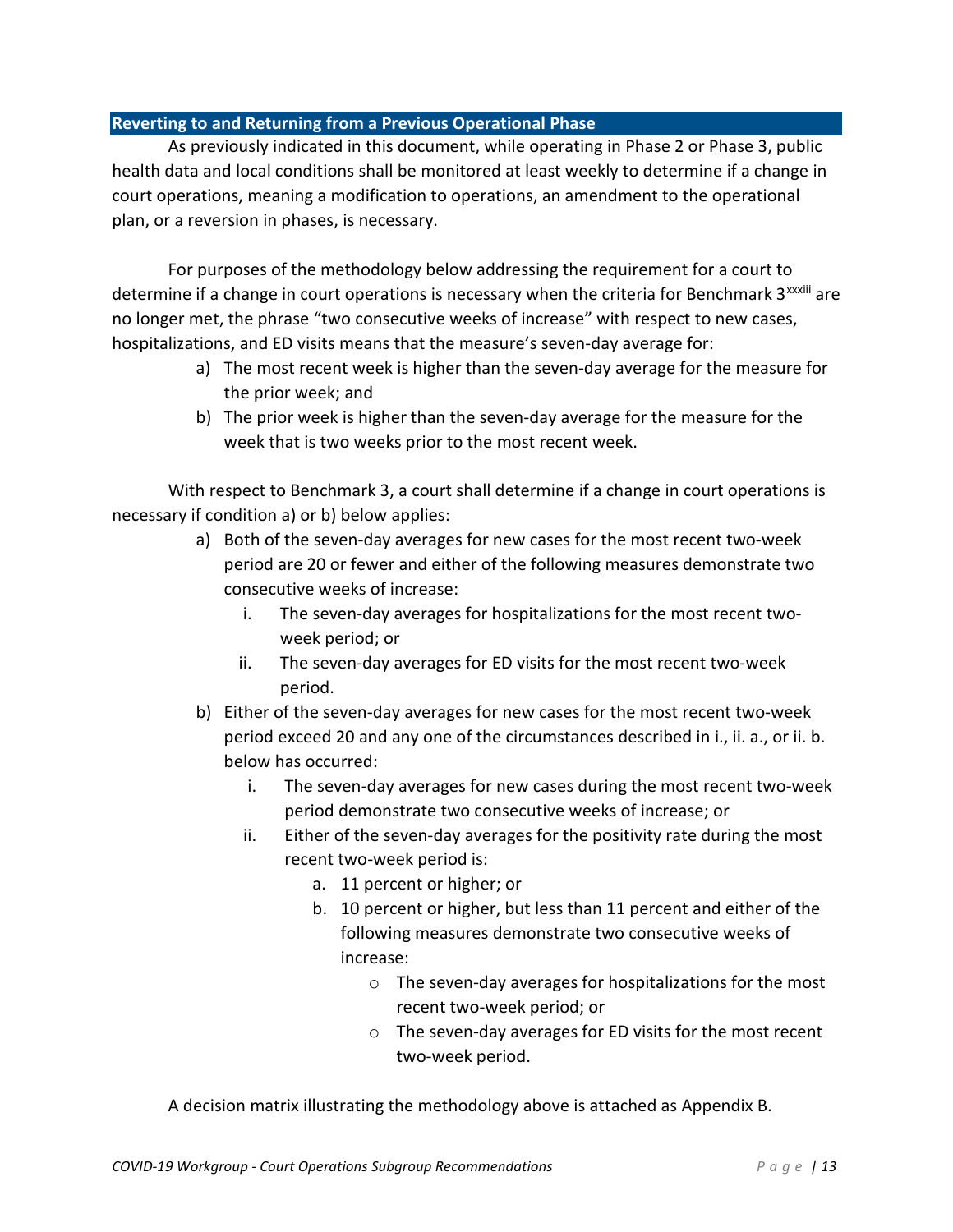## Reverting to and Returning from a Previous Operational Phase

As previously indicated in this document, while operating in Phase 2 or Phase 3, public health data and local conditions shall be monitored at least weekly to determine if a change in court operations, meaning a modification to operations, an amendment to the operational plan, or a reversion in phases, is necessary.

For purposes of the methodology below addressing the requirement for a court to determine if a change in court operations is necessary when the criteria for Benchmark 3[xxxiii] are no longer met, the phrase "two consecutive weeks of increase" with respect to new cases, hospitalizations, and ED visits means that the measure's seven-day average for:

a) The most recent week is higher than the seven-day average for the measure for the prior week; and
b) The prior week is higher than the seven-day average for the measure for the week that is two weeks prior to the most recent week.

With respect to Benchmark 3, a court shall determine if a change in court operations is necessary if condition a) or b) below applies:

a) Both of the seven-day averages for new cases for the most recent two-week period are 20 or fewer and either of the following measures demonstrate two consecutive weeks of increase:
   i. The seven-day averages for hospitalizations for the most recent two-week period; or
   ii. The seven-day averages for ED visits for the most recent two-week period.
b) Either of the seven-day averages for new cases for the most recent two-week period exceed 20 and any one of the circumstances described in i., ii. a., or ii. b. below has occurred:
   i. The seven-day averages for new cases during the most recent two-week period demonstrate two consecutive weeks of increase; or
   ii. Either of the seven-day averages for the positivity rate during the most recent two-week period is:
      a. 11 percent or higher; or
      b. 10 percent or higher, but less than 11 percent and either of the following measures demonstrate two consecutive weeks of increase:
         - The seven-day averages for hospitalizations for the most recent two-week period; or
         - The seven-day averages for ED visits for the most recent two-week period.

A decision matrix illustrating the methodology above is attached as Appendix B.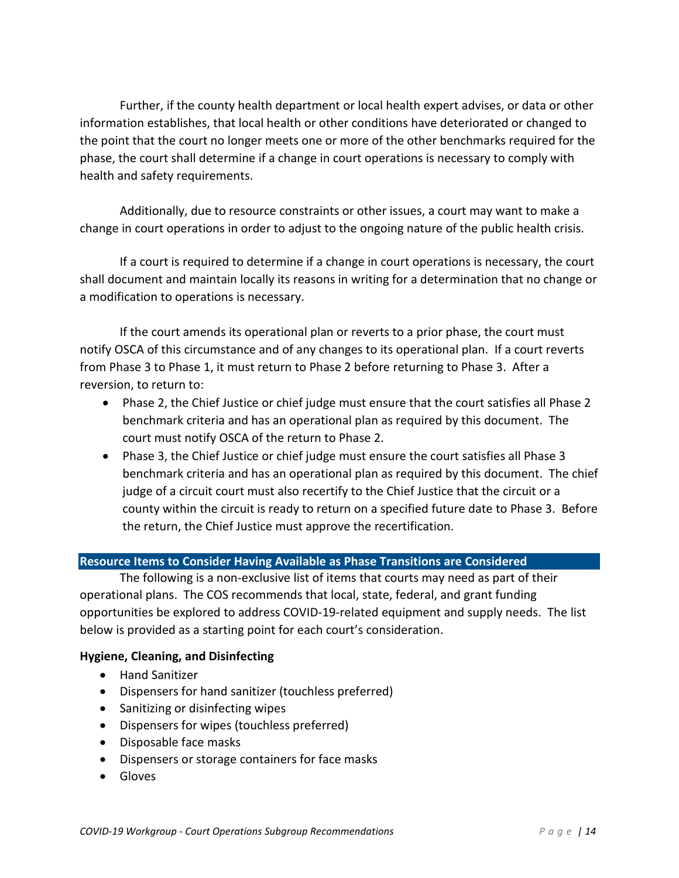Further, if the county health department or local health expert advises, or data or other information establishes, that local health or other conditions have deteriorated or changed to the point that the court no longer meets one or more of the other benchmarks required for the phase, the court shall determine if a change in court operations is necessary to comply with health and safety requirements.

Additionally, due to resource constraints or other issues, a court may want to make a change in court operations in order to adjust to the ongoing nature of the public health crisis.

If a court is required to determine if a change in court operations is necessary, the court shall document and maintain locally its reasons in writing for a determination that no change or a modification to operations is necessary.

If the court amends its operational plan or reverts to a prior phase, the court must notify OSCA of this circumstance and of any changes to its operational plan. If a court reverts from Phase 3 to Phase 1, it must return to Phase 2 before returning to Phase 3. After a reversion, to return to:

- Phase 2, the Chief Justice or chief judge must ensure that the court satisfies all Phase 2 benchmark criteria and has an operational plan as required by this document. The court must notify OSCA of the return to Phase 2.
- Phase 3, the Chief Justice or chief judge must ensure the court satisfies all Phase 3 benchmark criteria and has an operational plan as required by this document. The chief judge of a circuit court must also recertify to the Chief Justice that the circuit or a county within the circuit is ready to return on a specified future date to Phase 3. Before the return, the Chief Justice must approve the recertification.

## Resource Items to Consider Having Available as Phase Transitions are Considered

The following is a non-exclusive list of items that courts may need as part of their operational plans. The COS recommends that local, state, federal, and grant funding opportunities be explored to address COVID-19-related equipment and supply needs. The list below is provided as a starting point for each court's consideration.

**Hygiene, Cleaning, and Disinfecting**

- Hand Sanitizer
- Dispensers for hand sanitizer (touchless preferred)
- Sanitizing or disinfecting wipes
- Dispensers for wipes (touchless preferred)
- Disposable face masks
- Dispensers or storage containers for face masks
- Gloves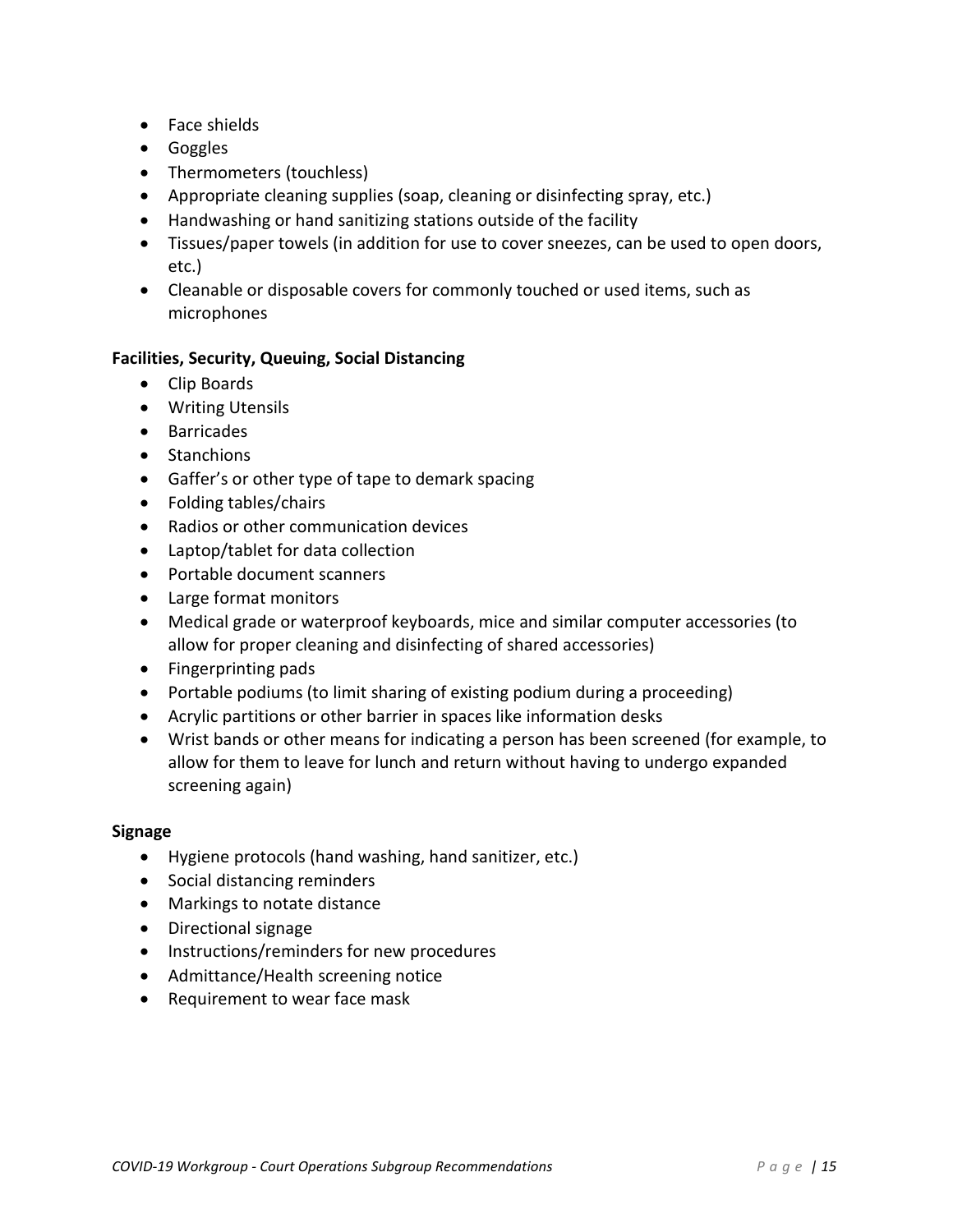- Face shields
- Goggles
- Thermometers (touchless)
- Appropriate cleaning supplies (soap, cleaning or disinfecting spray, etc.)
- Handwashing or hand sanitizing stations outside of the facility
- Tissues/paper towels (in addition for use to cover sneezes, can be used to open doors, etc.)
- Cleanable or disposable covers for commonly touched or used items, such as microphones

**Facilities, Security, Queuing, Social Distancing**

- Clip Boards
- Writing Utensils
- Barricades
- Stanchions
- Gaffer's or other type of tape to demark spacing
- Folding tables/chairs
- Radios or other communication devices
- Laptop/tablet for data collection
- Portable document scanners
- Large format monitors
- Medical grade or waterproof keyboards, mice and similar computer accessories (to allow for proper cleaning and disinfecting of shared accessories)
- Fingerprinting pads
- Portable podiums (to limit sharing of existing podium during a proceeding)
- Acrylic partitions or other barrier in spaces like information desks
- Wrist bands or other means for indicating a person has been screened (for example, to allow for them to leave for lunch and return without having to undergo expanded screening again)

**Signage**

- Hygiene protocols (hand washing, hand sanitizer, etc.)
- Social distancing reminders
- Markings to notate distance
- Directional signage
- Instructions/reminders for new procedures
- Admittance/Health screening notice
- Requirement to wear face mask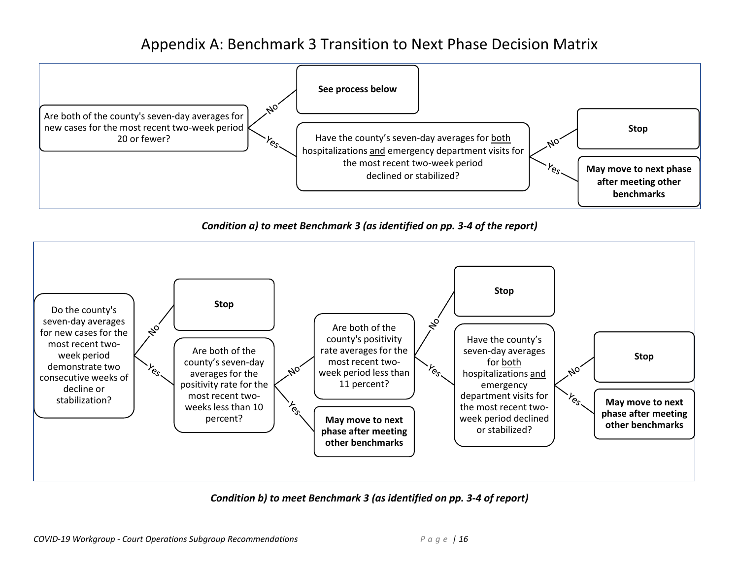# Appendix A: Benchmark 3 Transition to Next Phase Decision Matrix

Are both of the county's seven-day averages for new cases for the most recent two-week period 20 or fewer?

- **No** → **See process below**
- **Yes** → Have the county's seven-day averages for <u>both</u> hospitalizations <u>and</u> emergency department visits for the most recent two-week period declined or stabilized?
  - **No** → **Stop**
  - **Yes** → **May move to next phase after meeting other benchmarks**

***Condition a) to meet Benchmark 3 (as identified on pp. 3-4 of the report)***

Do the county's seven-day averages for new cases for the most recent two-week period demonstrate two consecutive weeks of decline or stabilization?

- **No** → **Stop**
- **Yes** → Are both of the county's seven-day averages for the positivity rate for the most recent two-weeks less than 10 percent?
  - **Yes** → **May move to next phase after meeting other benchmarks**
  - **No** → Are both of the county's positivity rate averages for the most recent two-week period less than 11 percent?
    - **No** → **Stop**
    - **Yes** → Have the county's seven-day averages for <u>both</u> hospitalizations <u>and</u> emergency department visits for the most recent two-week period declined or stabilized?
      - **No** → **Stop**
      - **Yes** → **May move to next phase after meeting other benchmarks**

***Condition b) to meet Benchmark 3 (as identified on pp. 3-4 of report)***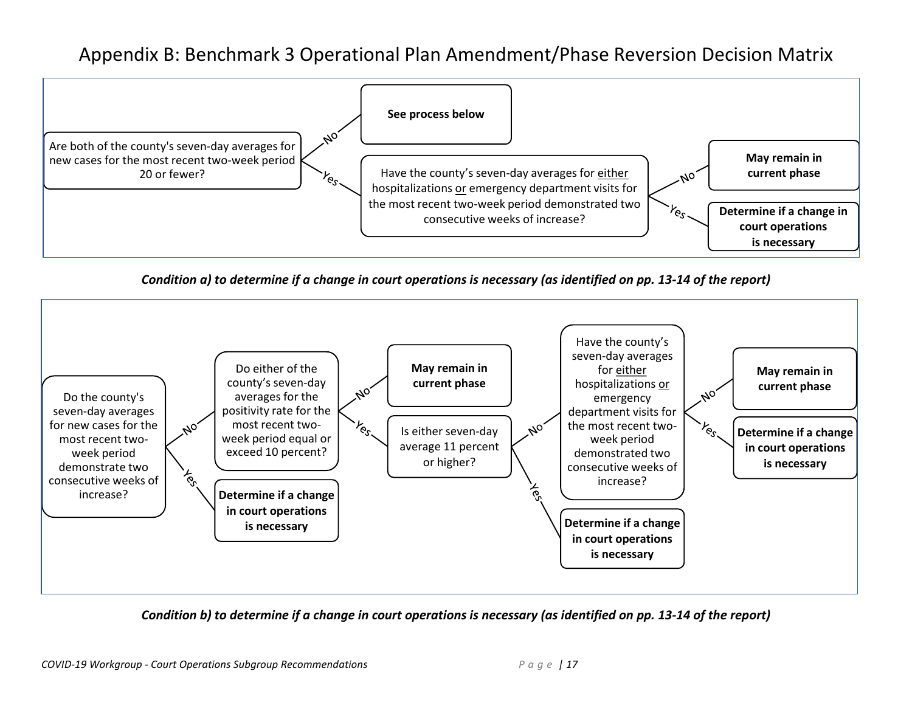# Appendix B: Benchmark 3 Operational Plan Amendment/Phase Reversion Decision Matrix

Are both of the county's seven-day averages for new cases for the most recent two-week period 20 or fewer?

- **No** → **See process below**
- **Yes** → Have the county's seven-day averages for either hospitalizations or emergency department visits for the most recent two-week period demonstrated two consecutive weeks of increase?
  - **No** → **May remain in current phase**
  - **Yes** → **Determine if a change in court operations is necessary**

***Condition a) to determine if a change in court operations is necessary (as identified on pp. 13-14 of the report)***

Do the county's seven-day averages for new cases for the most recent two-week period demonstrate two consecutive weeks of increase?

- **Yes** → **Determine if a change in court operations is necessary**
- **No** → Do either of the county's seven-day averages for the positivity rate for the most recent two-week period equal or exceed 10 percent?
  - **No** → **May remain in current phase**
  - **Yes** → Is either seven-day average 11 percent or higher?
    - **Yes** → **Determine if a change in court operations is necessary**
    - **No** → Have the county's seven-day averages for either hospitalizations or emergency department visits for the most recent two-week period demonstrated two consecutive weeks of increase?
      - **No** → **May remain in current phase**
      - **Yes** → **Determine if a change in court operations is necessary**

***Condition b) to determine if a change in court operations is necessary (as identified on pp. 13-14 of the report)***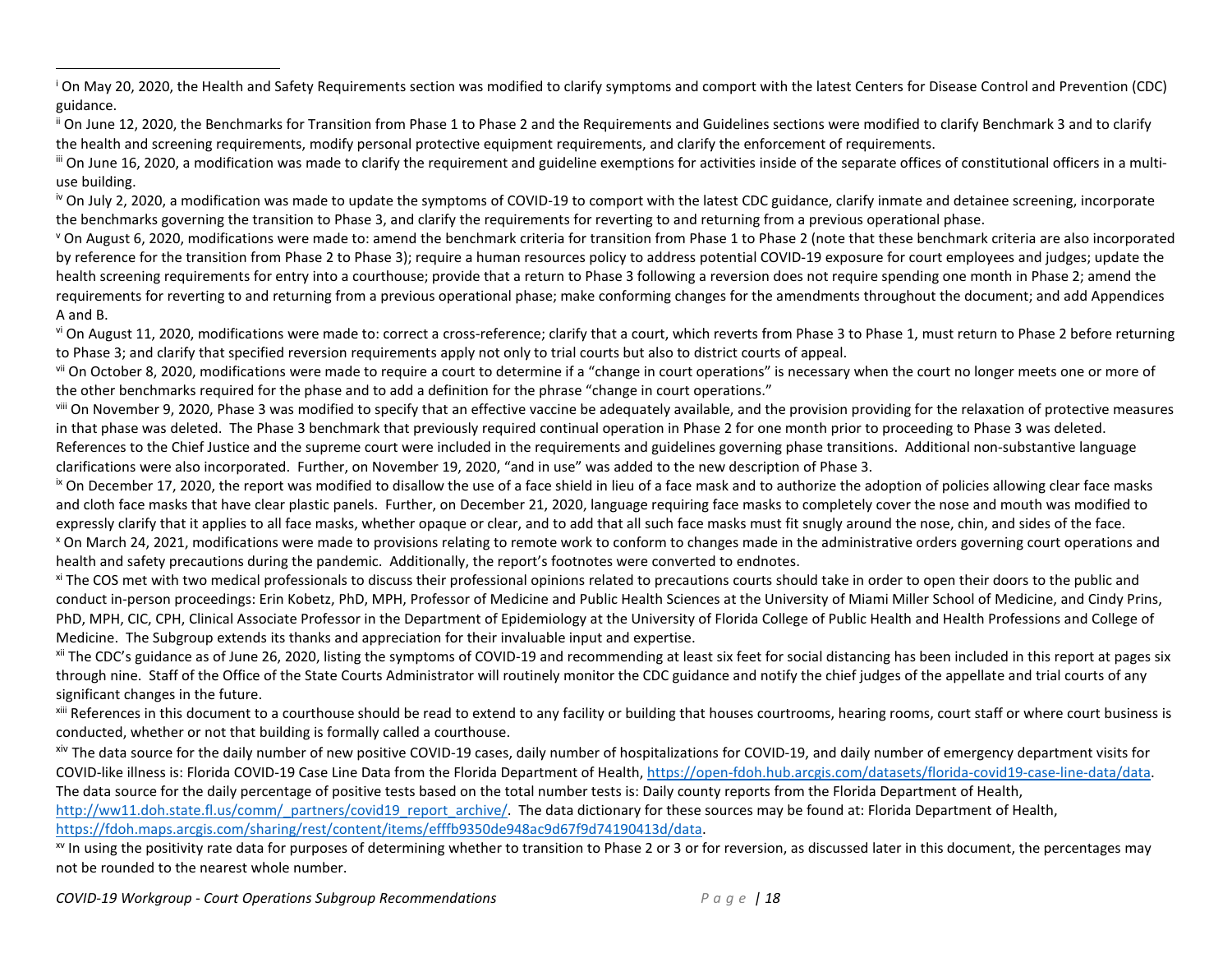[i] On May 20, 2020, the Health and Safety Requirements section was modified to clarify symptoms and comport with the latest Centers for Disease Control and Prevention (CDC) guidance.

[ii] On June 12, 2020, the Benchmarks for Transition from Phase 1 to Phase 2 and the Requirements and Guidelines sections were modified to clarify Benchmark 3 and to clarify the health and screening requirements, modify personal protective equipment requirements, and clarify the enforcement of requirements.

[iii] On June 16, 2020, a modification was made to clarify the requirement and guideline exemptions for activities inside of the separate offices of constitutional officers in a multi-use building.

[iv] On July 2, 2020, a modification was made to update the symptoms of COVID-19 to comport with the latest CDC guidance, clarify inmate and detainee screening, incorporate the benchmarks governing the transition to Phase 3, and clarify the requirements for reverting to and returning from a previous operational phase.

[v] On August 6, 2020, modifications were made to: amend the benchmark criteria for transition from Phase 1 to Phase 2 (note that these benchmark criteria are also incorporated by reference for the transition from Phase 2 to Phase 3); require a human resources policy to address potential COVID-19 exposure for court employees and judges; update the health screening requirements for entry into a courthouse; provide that a return to Phase 3 following a reversion does not require spending one month in Phase 2; amend the requirements for reverting to and returning from a previous operational phase; make conforming changes for the amendments throughout the document; and add Appendices A and B.

[vi] On August 11, 2020, modifications were made to: correct a cross-reference; clarify that a court, which reverts from Phase 3 to Phase 1, must return to Phase 2 before returning to Phase 3; and clarify that specified reversion requirements apply not only to trial courts but also to district courts of appeal.

[vii] On October 8, 2020, modifications were made to require a court to determine if a "change in court operations" is necessary when the court no longer meets one or more of the other benchmarks required for the phase and to add a definition for the phrase "change in court operations."

[viii] On November 9, 2020, Phase 3 was modified to specify that an effective vaccine be adequately available, and the provision providing for the relaxation of protective measures in that phase was deleted. The Phase 3 benchmark that previously required continual operation in Phase 2 for one month prior to proceeding to Phase 3 was deleted. References to the Chief Justice and the supreme court were included in the requirements and guidelines governing phase transitions. Additional non-substantive language clarifications were also incorporated. Further, on November 19, 2020, "and in use" was added to the new description of Phase 3.

[ix] On December 17, 2020, the report was modified to disallow the use of a face shield in lieu of a face mask and to authorize the adoption of policies allowing clear face masks and cloth face masks that have clear plastic panels. Further, on December 21, 2020, language requiring face masks to completely cover the nose and mouth was modified to expressly clarify that it applies to all face masks, whether opaque or clear, and to add that all such face masks must fit snugly around the nose, chin, and sides of the face.

[x] On March 24, 2021, modifications were made to provisions relating to remote work to conform to changes made in the administrative orders governing court operations and health and safety precautions during the pandemic. Additionally, the report's footnotes were converted to endnotes.

[xi] The COS met with two medical professionals to discuss their professional opinions related to precautions courts should take in order to open their doors to the public and conduct in-person proceedings: Erin Kobetz, PhD, MPH, Professor of Medicine and Public Health Sciences at the University of Miami Miller School of Medicine, and Cindy Prins, PhD, MPH, CIC, CPH, Clinical Associate Professor in the Department of Epidemiology at the University of Florida College of Public Health and Health Professions and College of Medicine. The Subgroup extends its thanks and appreciation for their invaluable input and expertise.

[xii] The CDC's guidance as of June 26, 2020, listing the symptoms of COVID-19 and recommending at least six feet for social distancing has been included in this report at pages six through nine. Staff of the Office of the State Courts Administrator will routinely monitor the CDC guidance and notify the chief judges of the appellate and trial courts of any significant changes in the future.

[xiii] References in this document to a courthouse should be read to extend to any facility or building that houses courtrooms, hearing rooms, court staff or where court business is conducted, whether or not that building is formally called a courthouse.

[xiv] The data source for the daily number of new positive COVID-19 cases, daily number of hospitalizations for COVID-19, and daily number of emergency department visits for COVID-like illness is: Florida COVID-19 Case Line Data from the Florida Department of Health, https://open-fdoh.hub.arcgis.com/datasets/florida-covid19-case-line-data/data. The data source for the daily percentage of positive tests based on the total number tests is: Daily county reports from the Florida Department of Health, http://ww11.doh.state.fl.us/comm/_partners/covid19_report_archive/. The data dictionary for these sources may be found at: Florida Department of Health, https://fdoh.maps.arcgis.com/sharing/rest/content/items/efffb9350de948ac9d67f9d74190413d/data.

[xv] In using the positivity rate data for purposes of determining whether to transition to Phase 2 or 3 or for reversion, as discussed later in this document, the percentages may not be rounded to the nearest whole number.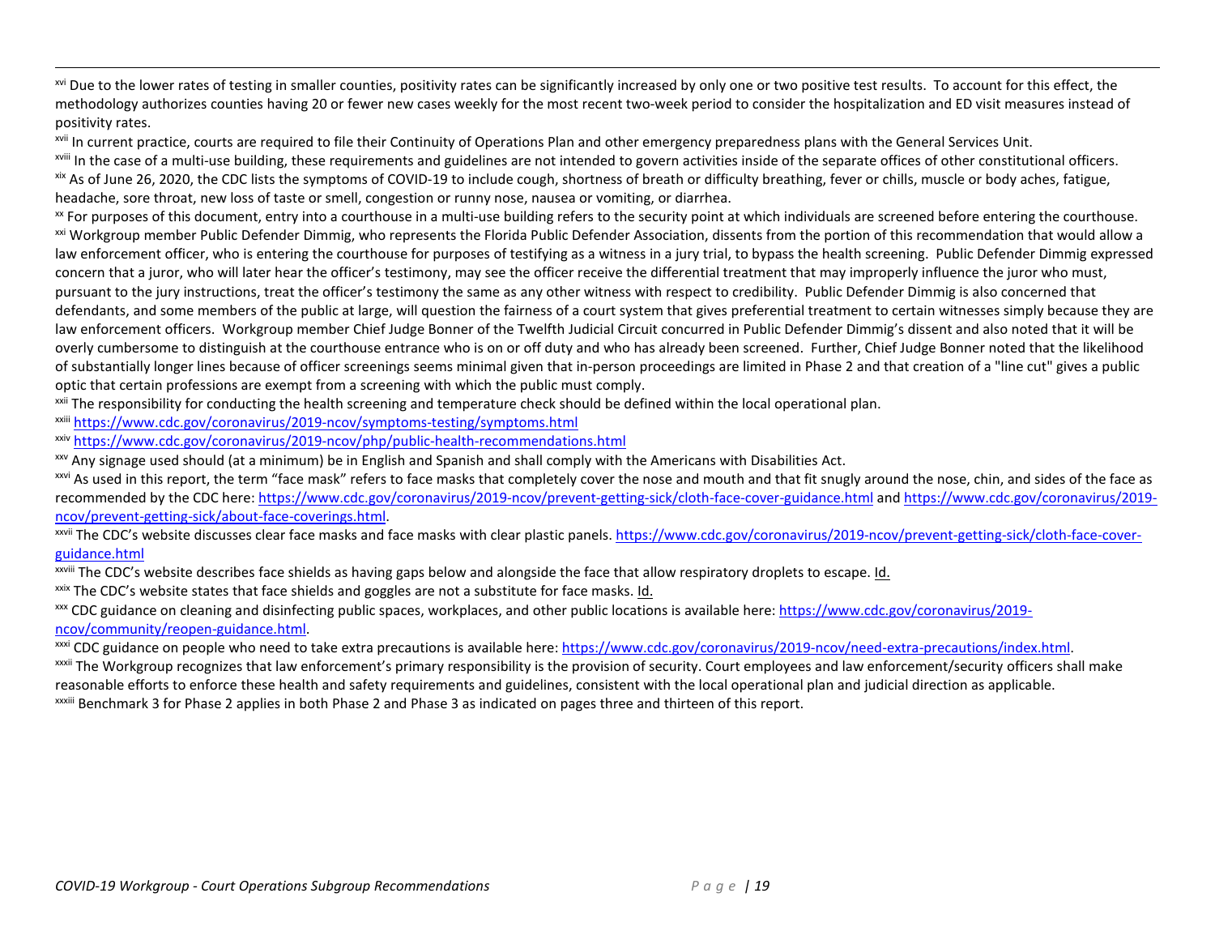[xvi] Due to the lower rates of testing in smaller counties, positivity rates can be significantly increased by only one or two positive test results. To account for this effect, the methodology authorizes counties having 20 or fewer new cases weekly for the most recent two-week period to consider the hospitalization and ED visit measures instead of positivity rates.

[xvii] In current practice, courts are required to file their Continuity of Operations Plan and other emergency preparedness plans with the General Services Unit.

[xviii] In the case of a multi-use building, these requirements and guidelines are not intended to govern activities inside of the separate offices of other constitutional officers.

[xix] As of June 26, 2020, the CDC lists the symptoms of COVID-19 to include cough, shortness of breath or difficulty breathing, fever or chills, muscle or body aches, fatigue, headache, sore throat, new loss of taste or smell, congestion or runny nose, nausea or vomiting, or diarrhea.

[xx] For purposes of this document, entry into a courthouse in a multi-use building refers to the security point at which individuals are screened before entering the courthouse.

[xxi] Workgroup member Public Defender Dimmig, who represents the Florida Public Defender Association, dissents from the portion of this recommendation that would allow a law enforcement officer, who is entering the courthouse for purposes of testifying as a witness in a jury trial, to bypass the health screening. Public Defender Dimmig expressed concern that a juror, who will later hear the officer's testimony, may see the officer receive the differential treatment that may improperly influence the juror who must, pursuant to the jury instructions, treat the officer's testimony the same as any other witness with respect to credibility. Public Defender Dimmig is also concerned that defendants, and some members of the public at large, will question the fairness of a court system that gives preferential treatment to certain witnesses simply because they are law enforcement officers. Workgroup member Chief Judge Bonner of the Twelfth Judicial Circuit concurred in Public Defender Dimmig's dissent and also noted that it will be overly cumbersome to distinguish at the courthouse entrance who is on or off duty and who has already been screened. Further, Chief Judge Bonner noted that the likelihood of substantially longer lines because of officer screenings seems minimal given that in-person proceedings are limited in Phase 2 and that creation of a "line cut" gives a public optic that certain professions are exempt from a screening with which the public must comply.

[xxii] The responsibility for conducting the health screening and temperature check should be defined within the local operational plan.

[xxiii] https://www.cdc.gov/coronavirus/2019-ncov/symptoms-testing/symptoms.html

[xxiv] https://www.cdc.gov/coronavirus/2019-ncov/php/public-health-recommendations.html

[xxv] Any signage used should (at a minimum) be in English and Spanish and shall comply with the Americans with Disabilities Act.

[xxvi] As used in this report, the term "face mask" refers to face masks that completely cover the nose and mouth and that fit snugly around the nose, chin, and sides of the face as recommended by the CDC here: https://www.cdc.gov/coronavirus/2019-ncov/prevent-getting-sick/cloth-face-cover-guidance.html and https://www.cdc.gov/coronavirus/2019-ncov/prevent-getting-sick/about-face-coverings.html.

[xxvii] The CDC's website discusses clear face masks and face masks with clear plastic panels. https://www.cdc.gov/coronavirus/2019-ncov/prevent-getting-sick/cloth-face-cover-guidance.html

[xxviii] The CDC's website describes face shields as having gaps below and alongside the face that allow respiratory droplets to escape. Id.

[xxix] The CDC's website states that face shields and goggles are not a substitute for face masks. Id.

[xxx] CDC guidance on cleaning and disinfecting public spaces, workplaces, and other public locations is available here: https://www.cdc.gov/coronavirus/2019-ncov/community/reopen-guidance.html.

[xxxi] CDC guidance on people who need to take extra precautions is available here: https://www.cdc.gov/coronavirus/2019-ncov/need-extra-precautions/index.html.

[xxxii] The Workgroup recognizes that law enforcement's primary responsibility is the provision of security. Court employees and law enforcement/security officers shall make reasonable efforts to enforce these health and safety requirements and guidelines, consistent with the local operational plan and judicial direction as applicable.

[xxxiii] Benchmark 3 for Phase 2 applies in both Phase 2 and Phase 3 as indicated on pages three and thirteen of this report.